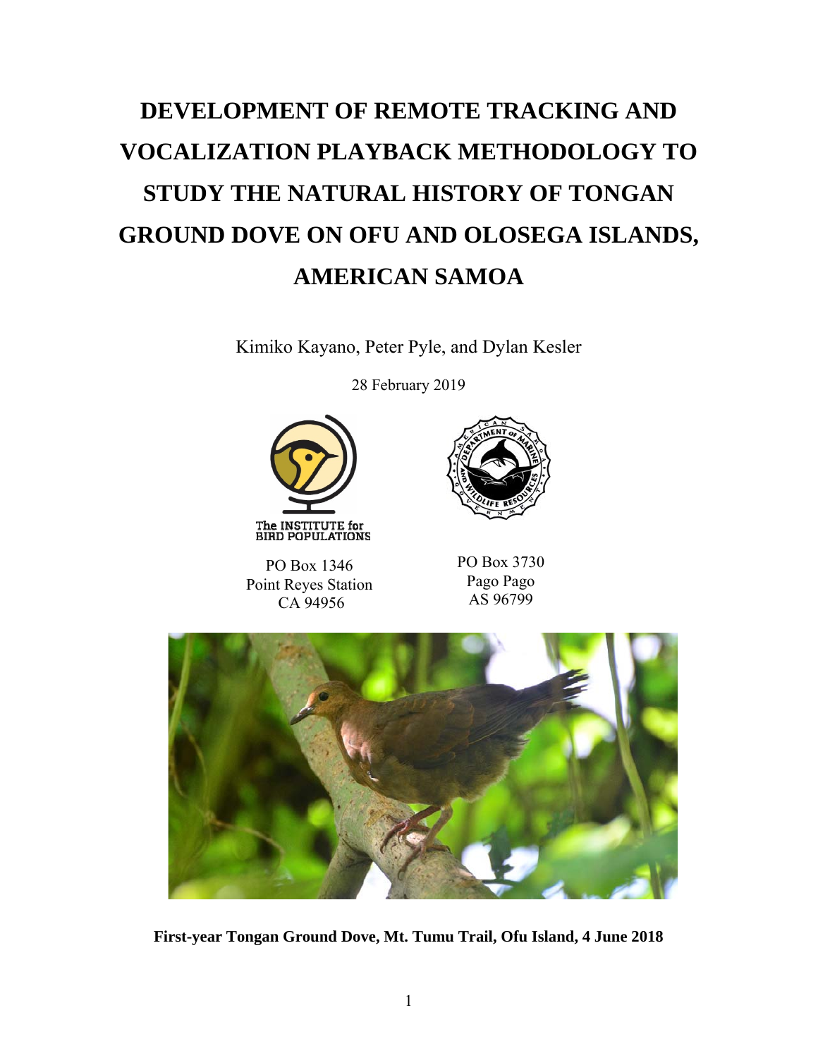# DEVELOPMENT OF REMOTE TRACKING AND VOCALIZATION PLAYBACK METHODOLOGY TO STUDY THE NATURAL HISTORY OF TONGAN GROUND DOVE ON OFU AND OLOSEGA ISLANDS, AMERICAN SAMOA

Kimiko Kayano, Peter Pyle, and Dylan Kesler

28 February 2019

The INSTITUTE for BIRD POPULATIONS

PO Box 1346
Point Reyes Station
CA 94956

PO Box 3730
Pago Pago
AS 96799

**First-year Tongan Ground Dove, Mt. Tumu Trail, Ofu Island, 4 June 2018**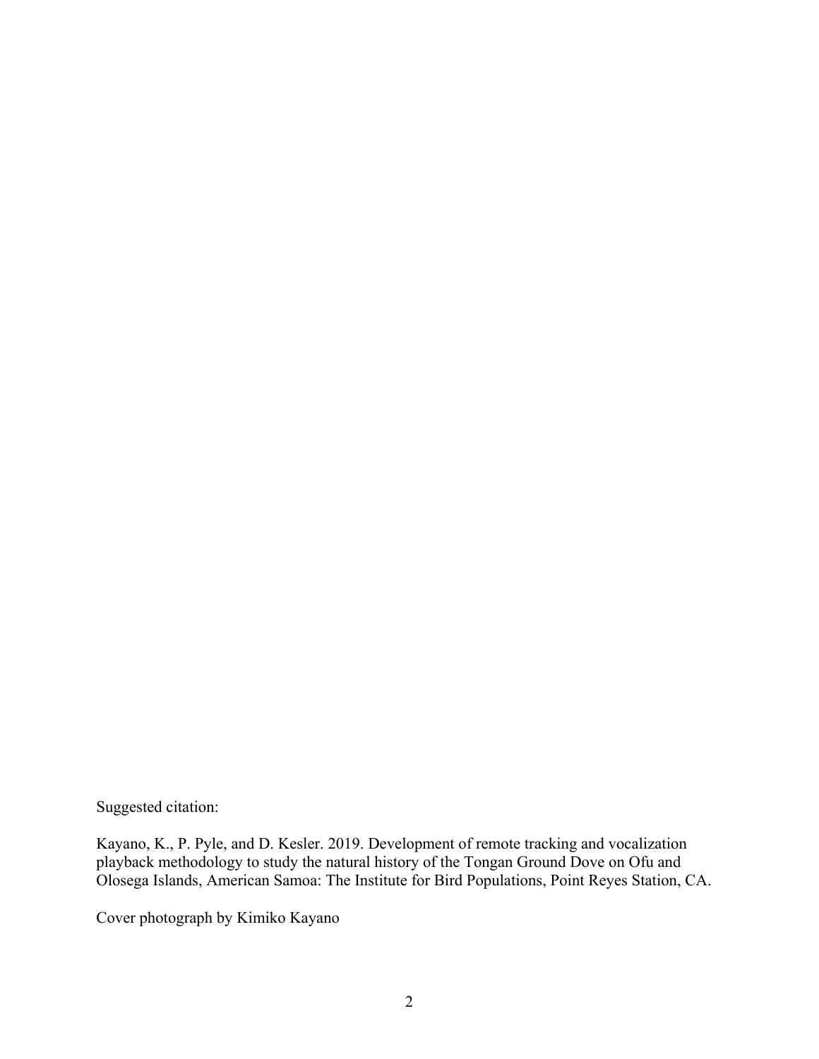Suggested citation:

Kayano, K., P. Pyle, and D. Kesler. 2019. Development of remote tracking and vocalization playback methodology to study the natural history of the Tongan Ground Dove on Ofu and Olosega Islands, American Samoa: The Institute for Bird Populations, Point Reyes Station, CA.

Cover photograph by Kimiko Kayano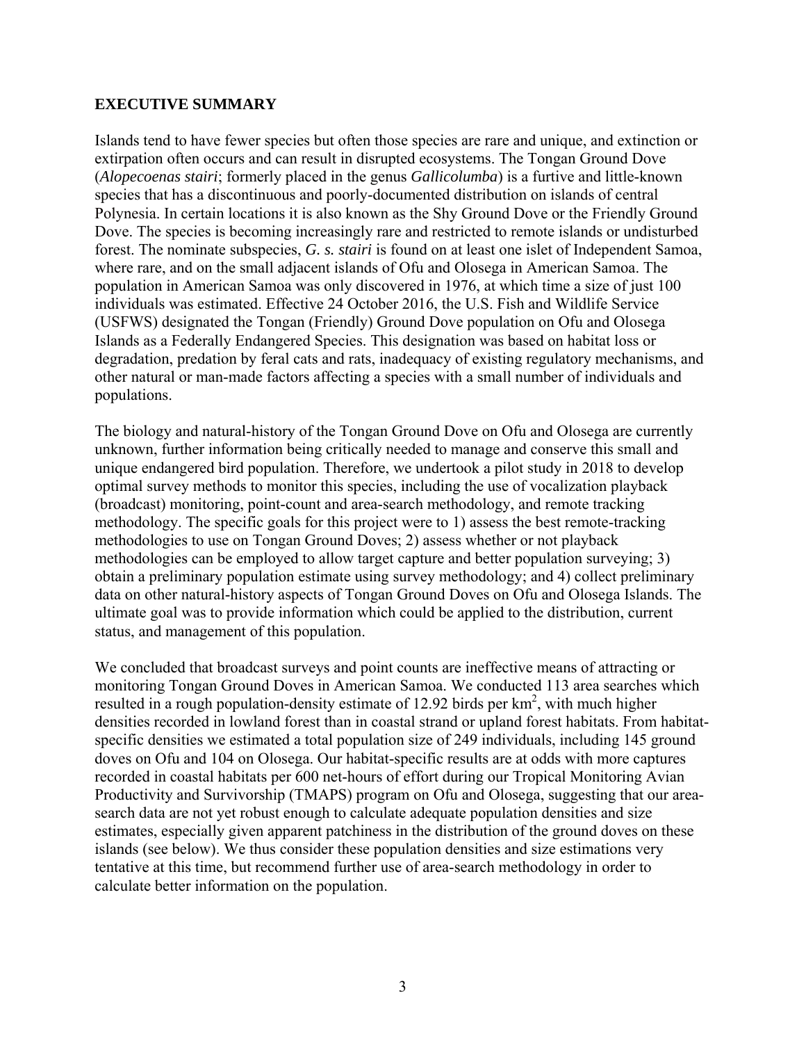## EXECUTIVE SUMMARY

Islands tend to have fewer species but often those species are rare and unique, and extinction or extirpation often occurs and can result in disrupted ecosystems. The Tongan Ground Dove (*Alopecoenas stairi*; formerly placed in the genus *Gallicolumba*) is a furtive and little-known species that has a discontinuous and poorly-documented distribution on islands of central Polynesia. In certain locations it is also known as the Shy Ground Dove or the Friendly Ground Dove. The species is becoming increasingly rare and restricted to remote islands or undisturbed forest. The nominate subspecies, *G. s. stairi* is found on at least one islet of Independent Samoa, where rare, and on the small adjacent islands of Ofu and Olosega in American Samoa. The population in American Samoa was only discovered in 1976, at which time a size of just 100 individuals was estimated. Effective 24 October 2016, the U.S. Fish and Wildlife Service (USFWS) designated the Tongan (Friendly) Ground Dove population on Ofu and Olosega Islands as a Federally Endangered Species. This designation was based on habitat loss or degradation, predation by feral cats and rats, inadequacy of existing regulatory mechanisms, and other natural or man-made factors affecting a species with a small number of individuals and populations.

The biology and natural-history of the Tongan Ground Dove on Ofu and Olosega are currently unknown, further information being critically needed to manage and conserve this small and unique endangered bird population. Therefore, we undertook a pilot study in 2018 to develop optimal survey methods to monitor this species, including the use of vocalization playback (broadcast) monitoring, point-count and area-search methodology, and remote tracking methodology. The specific goals for this project were to 1) assess the best remote-tracking methodologies to use on Tongan Ground Doves; 2) assess whether or not playback methodologies can be employed to allow target capture and better population surveying; 3) obtain a preliminary population estimate using survey methodology; and 4) collect preliminary data on other natural-history aspects of Tongan Ground Doves on Ofu and Olosega Islands. The ultimate goal was to provide information which could be applied to the distribution, current status, and management of this population.

We concluded that broadcast surveys and point counts are ineffective means of attracting or monitoring Tongan Ground Doves in American Samoa. We conducted 113 area searches which resulted in a rough population-density estimate of 12.92 birds per km$^2$, with much higher densities recorded in lowland forest than in coastal strand or upland forest habitats. From habitat-specific densities we estimated a total population size of 249 individuals, including 145 ground doves on Ofu and 104 on Olosega. Our habitat-specific results are at odds with more captures recorded in coastal habitats per 600 net-hours of effort during our Tropical Monitoring Avian Productivity and Survivorship (TMAPS) program on Ofu and Olosega, suggesting that our area-search data are not yet robust enough to calculate adequate population densities and size estimates, especially given apparent patchiness in the distribution of the ground doves on these islands (see below). We thus consider these population densities and size estimations very tentative at this time, but recommend further use of area-search methodology in order to calculate better information on the population.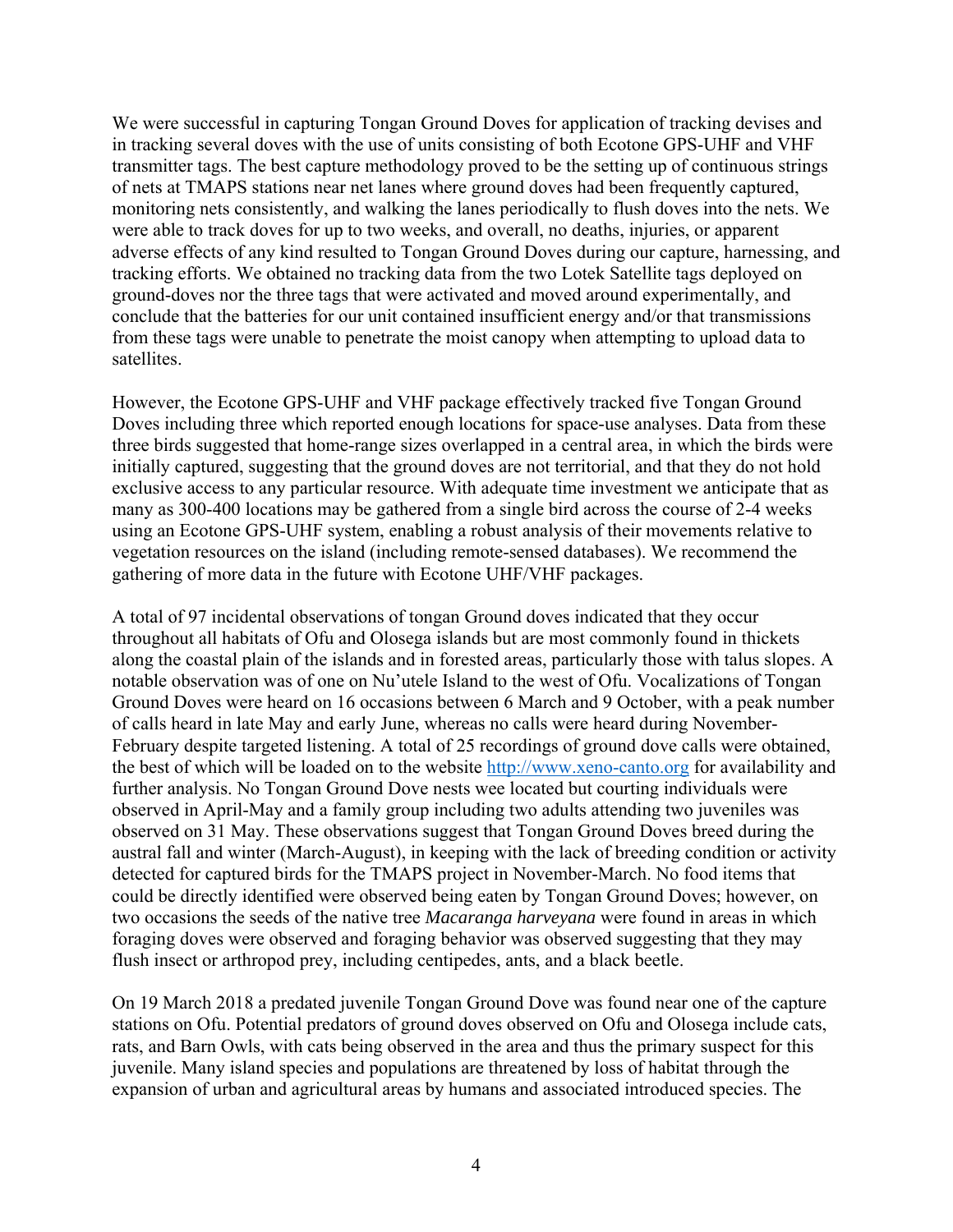We were successful in capturing Tongan Ground Doves for application of tracking devises and in tracking several doves with the use of units consisting of both Ecotone GPS-UHF and VHF transmitter tags. The best capture methodology proved to be the setting up of continuous strings of nets at TMAPS stations near net lanes where ground doves had been frequently captured, monitoring nets consistently, and walking the lanes periodically to flush doves into the nets. We were able to track doves for up to two weeks, and overall, no deaths, injuries, or apparent adverse effects of any kind resulted to Tongan Ground Doves during our capture, harnessing, and tracking efforts. We obtained no tracking data from the two Lotek Satellite tags deployed on ground-doves nor the three tags that were activated and moved around experimentally, and conclude that the batteries for our unit contained insufficient energy and/or that transmissions from these tags were unable to penetrate the moist canopy when attempting to upload data to satellites.

However, the Ecotone GPS-UHF and VHF package effectively tracked five Tongan Ground Doves including three which reported enough locations for space-use analyses. Data from these three birds suggested that home-range sizes overlapped in a central area, in which the birds were initially captured, suggesting that the ground doves are not territorial, and that they do not hold exclusive access to any particular resource. With adequate time investment we anticipate that as many as 300-400 locations may be gathered from a single bird across the course of 2-4 weeks using an Ecotone GPS-UHF system, enabling a robust analysis of their movements relative to vegetation resources on the island (including remote-sensed databases). We recommend the gathering of more data in the future with Ecotone UHF/VHF packages.

A total of 97 incidental observations of tongan Ground doves indicated that they occur throughout all habitats of Ofu and Olosega islands but are most commonly found in thickets along the coastal plain of the islands and in forested areas, particularly those with talus slopes. A notable observation was of one on Nu'utele Island to the west of Ofu. Vocalizations of Tongan Ground Doves were heard on 16 occasions between 6 March and 9 October, with a peak number of calls heard in late May and early June, whereas no calls were heard during November-February despite targeted listening. A total of 25 recordings of ground dove calls were obtained, the best of which will be loaded on to the website http://www.xeno-canto.org for availability and further analysis. No Tongan Ground Dove nests wee located but courting individuals were observed in April-May and a family group including two adults attending two juveniles was observed on 31 May. These observations suggest that Tongan Ground Doves breed during the austral fall and winter (March-August), in keeping with the lack of breeding condition or activity detected for captured birds for the TMAPS project in November-March. No food items that could be directly identified were observed being eaten by Tongan Ground Doves; however, on two occasions the seeds of the native tree *Macaranga harveyana* were found in areas in which foraging doves were observed and foraging behavior was observed suggesting that they may flush insect or arthropod prey, including centipedes, ants, and a black beetle.

On 19 March 2018 a predated juvenile Tongan Ground Dove was found near one of the capture stations on Ofu. Potential predators of ground doves observed on Ofu and Olosega include cats, rats, and Barn Owls, with cats being observed in the area and thus the primary suspect for this juvenile. Many island species and populations are threatened by loss of habitat through the expansion of urban and agricultural areas by humans and associated introduced species. The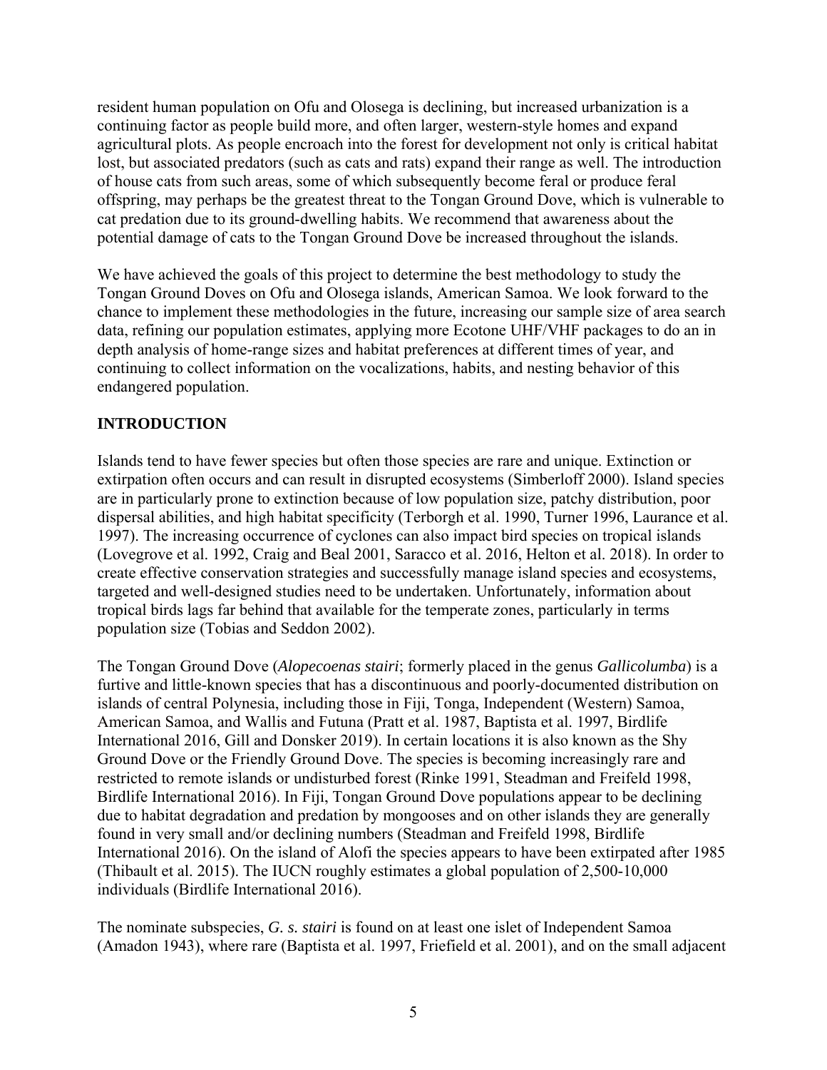resident human population on Ofu and Olosega is declining, but increased urbanization is a continuing factor as people build more, and often larger, western-style homes and expand agricultural plots. As people encroach into the forest for development not only is critical habitat lost, but associated predators (such as cats and rats) expand their range as well. The introduction of house cats from such areas, some of which subsequently become feral or produce feral offspring, may perhaps be the greatest threat to the Tongan Ground Dove, which is vulnerable to cat predation due to its ground-dwelling habits. We recommend that awareness about the potential damage of cats to the Tongan Ground Dove be increased throughout the islands.

We have achieved the goals of this project to determine the best methodology to study the Tongan Ground Doves on Ofu and Olosega islands, American Samoa. We look forward to the chance to implement these methodologies in the future, increasing our sample size of area search data, refining our population estimates, applying more Ecotone UHF/VHF packages to do an in depth analysis of home-range sizes and habitat preferences at different times of year, and continuing to collect information on the vocalizations, habits, and nesting behavior of this endangered population.

## INTRODUCTION

Islands tend to have fewer species but often those species are rare and unique. Extinction or extirpation often occurs and can result in disrupted ecosystems (Simberloff 2000). Island species are in particularly prone to extinction because of low population size, patchy distribution, poor dispersal abilities, and high habitat specificity (Terborgh et al. 1990, Turner 1996, Laurance et al. 1997). The increasing occurrence of cyclones can also impact bird species on tropical islands (Lovegrove et al. 1992, Craig and Beal 2001, Saracco et al. 2016, Helton et al. 2018). In order to create effective conservation strategies and successfully manage island species and ecosystems, targeted and well-designed studies need to be undertaken. Unfortunately, information about tropical birds lags far behind that available for the temperate zones, particularly in terms population size (Tobias and Seddon 2002).

The Tongan Ground Dove (*Alopecoenas stairi*; formerly placed in the genus *Gallicolumba*) is a furtive and little-known species that has a discontinuous and poorly-documented distribution on islands of central Polynesia, including those in Fiji, Tonga, Independent (Western) Samoa, American Samoa, and Wallis and Futuna (Pratt et al. 1987, Baptista et al. 1997, Birdlife International 2016, Gill and Donsker 2019). In certain locations it is also known as the Shy Ground Dove or the Friendly Ground Dove. The species is becoming increasingly rare and restricted to remote islands or undisturbed forest (Rinke 1991, Steadman and Freifeld 1998, Birdlife International 2016). In Fiji, Tongan Ground Dove populations appear to be declining due to habitat degradation and predation by mongooses and on other islands they are generally found in very small and/or declining numbers (Steadman and Freifeld 1998, Birdlife International 2016). On the island of Alofi the species appears to have been extirpated after 1985 (Thibault et al. 2015). The IUCN roughly estimates a global population of 2,500-10,000 individuals (Birdlife International 2016).

The nominate subspecies, *G. s. stairi* is found on at least one islet of Independent Samoa (Amadon 1943), where rare (Baptista et al. 1997, Friefield et al. 2001), and on the small adjacent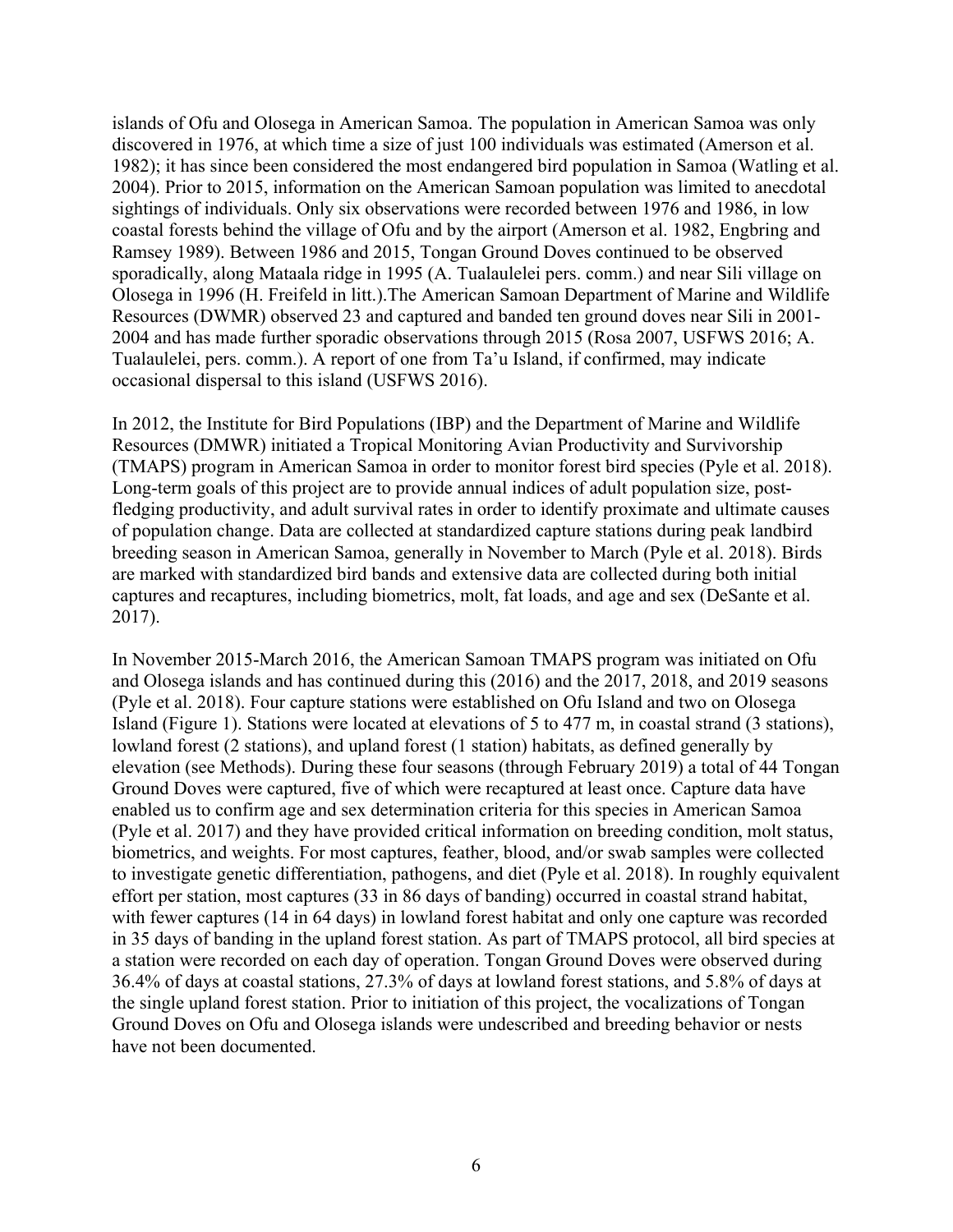islands of Ofu and Olosega in American Samoa. The population in American Samoa was only discovered in 1976, at which time a size of just 100 individuals was estimated (Amerson et al. 1982); it has since been considered the most endangered bird population in Samoa (Watling et al. 2004). Prior to 2015, information on the American Samoan population was limited to anecdotal sightings of individuals. Only six observations were recorded between 1976 and 1986, in low coastal forests behind the village of Ofu and by the airport (Amerson et al. 1982, Engbring and Ramsey 1989). Between 1986 and 2015, Tongan Ground Doves continued to be observed sporadically, along Mataala ridge in 1995 (A. Tualaulelei pers. comm.) and near Sili village on Olosega in 1996 (H. Freifeld in litt.).The American Samoan Department of Marine and Wildlife Resources (DWMR) observed 23 and captured and banded ten ground doves near Sili in 2001-2004 and has made further sporadic observations through 2015 (Rosa 2007, USFWS 2016; A. Tualaulelei, pers. comm.). A report of one from Ta'u Island, if confirmed, may indicate occasional dispersal to this island (USFWS 2016).

In 2012, the Institute for Bird Populations (IBP) and the Department of Marine and Wildlife Resources (DMWR) initiated a Tropical Monitoring Avian Productivity and Survivorship (TMAPS) program in American Samoa in order to monitor forest bird species (Pyle et al. 2018). Long-term goals of this project are to provide annual indices of adult population size, post-fledging productivity, and adult survival rates in order to identify proximate and ultimate causes of population change. Data are collected at standardized capture stations during peak landbird breeding season in American Samoa, generally in November to March (Pyle et al. 2018). Birds are marked with standardized bird bands and extensive data are collected during both initial captures and recaptures, including biometrics, molt, fat loads, and age and sex (DeSante et al. 2017).

In November 2015-March 2016, the American Samoan TMAPS program was initiated on Ofu and Olosega islands and has continued during this (2016) and the 2017, 2018, and 2019 seasons (Pyle et al. 2018). Four capture stations were established on Ofu Island and two on Olosega Island (Figure 1). Stations were located at elevations of 5 to 477 m, in coastal strand (3 stations), lowland forest (2 stations), and upland forest (1 station) habitats, as defined generally by elevation (see Methods). During these four seasons (through February 2019) a total of 44 Tongan Ground Doves were captured, five of which were recaptured at least once. Capture data have enabled us to confirm age and sex determination criteria for this species in American Samoa (Pyle et al. 2017) and they have provided critical information on breeding condition, molt status, biometrics, and weights. For most captures, feather, blood, and/or swab samples were collected to investigate genetic differentiation, pathogens, and diet (Pyle et al. 2018). In roughly equivalent effort per station, most captures (33 in 86 days of banding) occurred in coastal strand habitat, with fewer captures (14 in 64 days) in lowland forest habitat and only one capture was recorded in 35 days of banding in the upland forest station. As part of TMAPS protocol, all bird species at a station were recorded on each day of operation. Tongan Ground Doves were observed during 36.4% of days at coastal stations, 27.3% of days at lowland forest stations, and 5.8% of days at the single upland forest station. Prior to initiation of this project, the vocalizations of Tongan Ground Doves on Ofu and Olosega islands were undescribed and breeding behavior or nests have not been documented.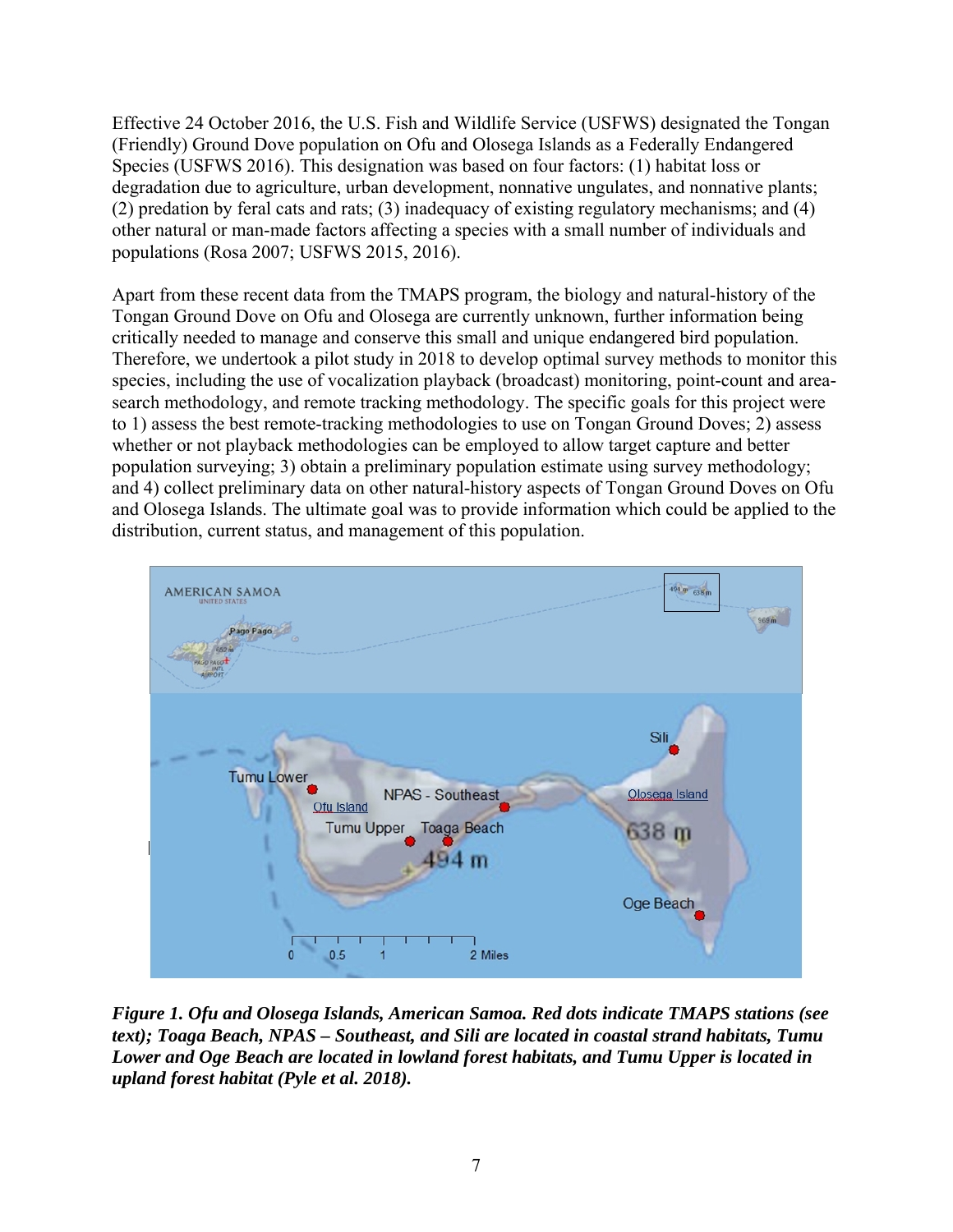Effective 24 October 2016, the U.S. Fish and Wildlife Service (USFWS) designated the Tongan (Friendly) Ground Dove population on Ofu and Olosega Islands as a Federally Endangered Species (USFWS 2016). This designation was based on four factors: (1) habitat loss or degradation due to agriculture, urban development, nonnative ungulates, and nonnative plants; (2) predation by feral cats and rats; (3) inadequacy of existing regulatory mechanisms; and (4) other natural or man-made factors affecting a species with a small number of individuals and populations (Rosa 2007; USFWS 2015, 2016).

Apart from these recent data from the TMAPS program, the biology and natural-history of the Tongan Ground Dove on Ofu and Olosega are currently unknown, further information being critically needed to manage and conserve this small and unique endangered bird population. Therefore, we undertook a pilot study in 2018 to develop optimal survey methods to monitor this species, including the use of vocalization playback (broadcast) monitoring, point-count and area-search methodology, and remote tracking methodology. The specific goals for this project were to 1) assess the best remote-tracking methodologies to use on Tongan Ground Doves; 2) assess whether or not playback methodologies can be employed to allow target capture and better population surveying; 3) obtain a preliminary population estimate using survey methodology; and 4) collect preliminary data on other natural-history aspects of Tongan Ground Doves on Ofu and Olosega Islands. The ultimate goal was to provide information which could be applied to the distribution, current status, and management of this population.

***Figure 1. Ofu and Olosega Islands, American Samoa. Red dots indicate TMAPS stations (see text); Toaga Beach, NPAS – Southeast, and Sili are located in coastal strand habitats, Tumu Lower and Oge Beach are located in lowland forest habitats, and Tumu Upper is located in upland forest habitat (Pyle et al. 2018).***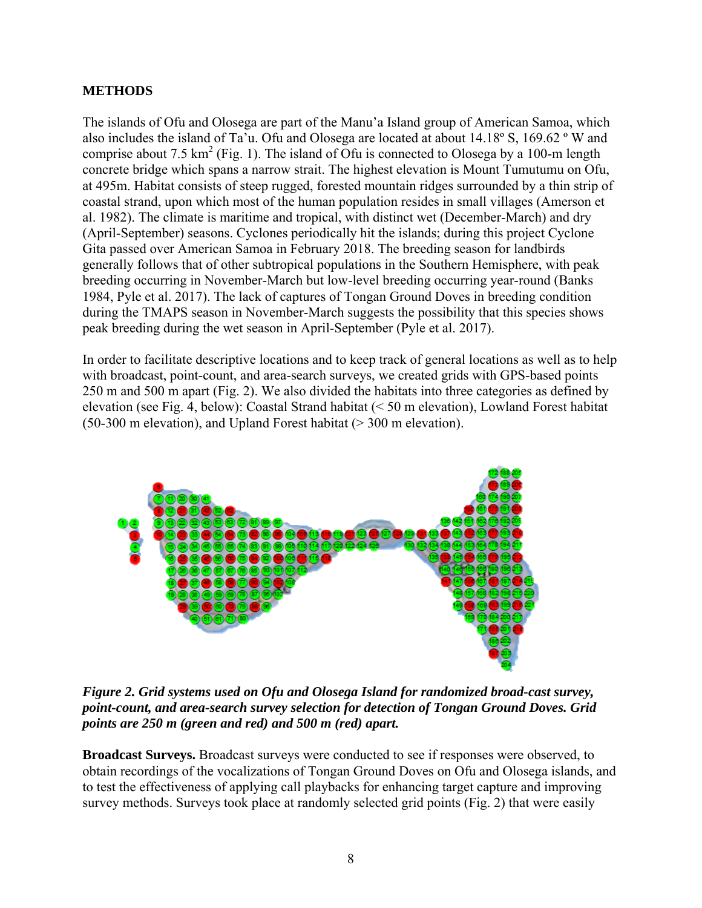## METHODS

The islands of Ofu and Olosega are part of the Manu'a Island group of American Samoa, which also includes the island of Ta'u. Ofu and Olosega are located at about 14.18º S, 169.62 º W and comprise about 7.5 $km^2$ (Fig. 1). The island of Ofu is connected to Olosega by a 100-m length concrete bridge which spans a narrow strait. The highest elevation is Mount Tumutumu on Ofu, at 495m. Habitat consists of steep rugged, forested mountain ridges surrounded by a thin strip of coastal strand, upon which most of the human population resides in small villages (Amerson et al. 1982). The climate is maritime and tropical, with distinct wet (December-March) and dry (April-September) seasons. Cyclones periodically hit the islands; during this project Cyclone Gita passed over American Samoa in February 2018. The breeding season for landbirds generally follows that of other subtropical populations in the Southern Hemisphere, with peak breeding occurring in November-March but low-level breeding occurring year-round (Banks 1984, Pyle et al. 2017). The lack of captures of Tongan Ground Doves in breeding condition during the TMAPS season in November-March suggests the possibility that this species shows peak breeding during the wet season in April-September (Pyle et al. 2017).

In order to facilitate descriptive locations and to keep track of general locations as well as to help with broadcast, point-count, and area-search surveys, we created grids with GPS-based points 250 m and 500 m apart (Fig. 2). We also divided the habitats into three categories as defined by elevation (see Fig. 4, below): Coastal Strand habitat (< 50 m elevation), Lowland Forest habitat (50-300 m elevation), and Upland Forest habitat (> 300 m elevation).

***Figure 2. Grid systems used on Ofu and Olosega Island for randomized broad-cast survey, point-count, and area-search survey selection for detection of Tongan Ground Doves. Grid points are 250 m (green and red) and 500 m (red) apart.***

**Broadcast Surveys.** Broadcast surveys were conducted to see if responses were observed, to obtain recordings of the vocalizations of Tongan Ground Doves on Ofu and Olosega islands, and to test the effectiveness of applying call playbacks for enhancing target capture and improving survey methods. Surveys took place at randomly selected grid points (Fig. 2) that were easily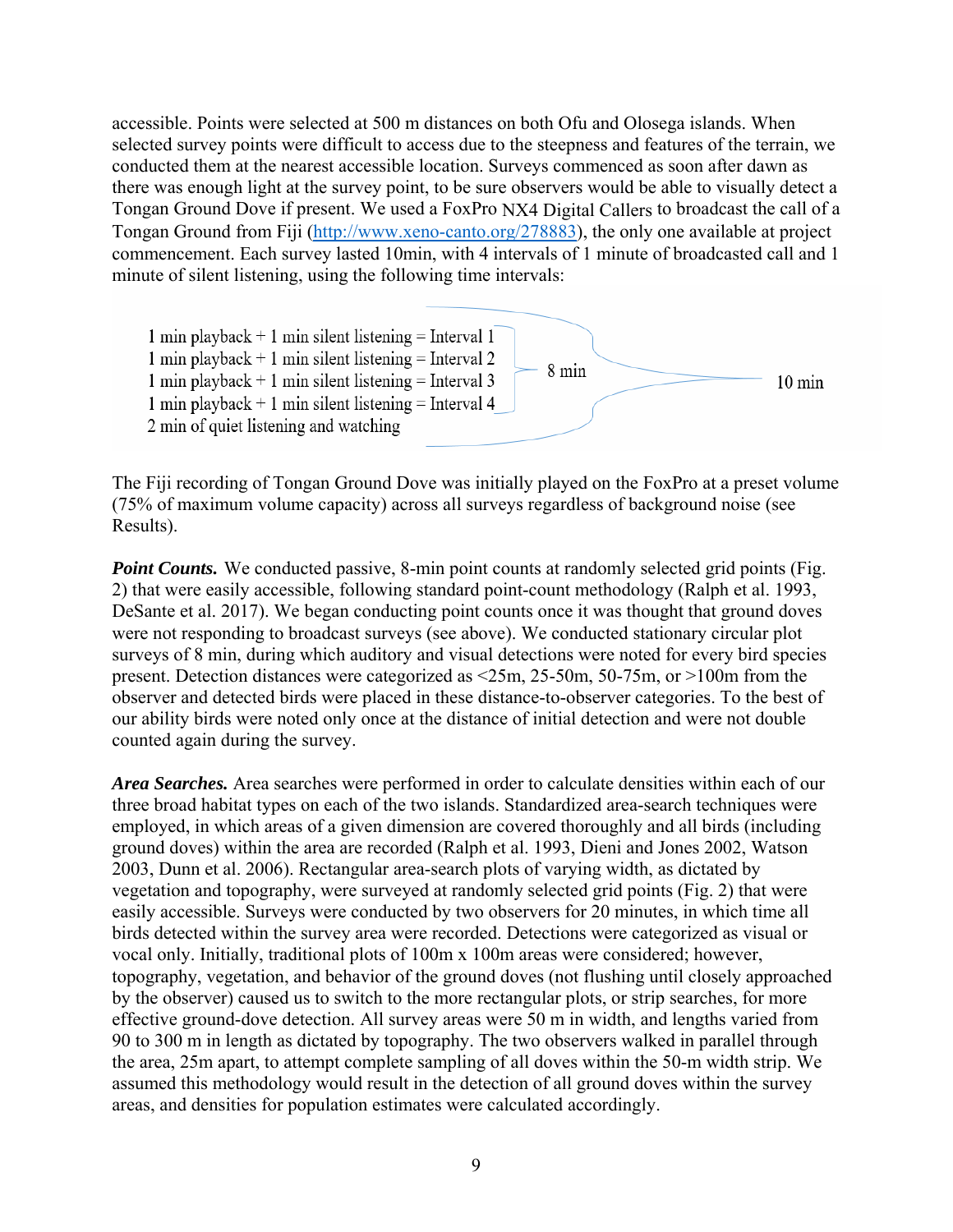accessible. Points were selected at 500 m distances on both Ofu and Olosega islands. When selected survey points were difficult to access due to the steepness and features of the terrain, we conducted them at the nearest accessible location. Surveys commenced as soon after dawn as there was enough light at the survey point, to be sure observers would be able to visually detect a Tongan Ground Dove if present. We used a FoxPro NX4 Digital Callers to broadcast the call of a Tongan Ground from Fiji (http://www.xeno-canto.org/278883), the only one available at project commencement. Each survey lasted 10min, with 4 intervals of 1 minute of broadcasted call and 1 minute of silent listening, using the following time intervals:

1 min playback + 1 min silent listening = Interval 1
1 min playback + 1 min silent listening = Interval 2
1 min playback + 1 min silent listening = Interval 3
1 min playback + 1 min silent listening = Interval 4
2 min of quiet listening and watching

(Intervals 1–4 = 8 min; total = 10 min)

The Fiji recording of Tongan Ground Dove was initially played on the FoxPro at a preset volume (75% of maximum volume capacity) across all surveys regardless of background noise (see Results).

***Point Counts.*** We conducted passive, 8-min point counts at randomly selected grid points (Fig. 2) that were easily accessible, following standard point-count methodology (Ralph et al. 1993, DeSante et al. 2017). We began conducting point counts once it was thought that ground doves were not responding to broadcast surveys (see above). We conducted stationary circular plot surveys of 8 min, during which auditory and visual detections were noted for every bird species present. Detection distances were categorized as <25m, 25-50m, 50-75m, or >100m from the observer and detected birds were placed in these distance-to-observer categories. To the best of our ability birds were noted only once at the distance of initial detection and were not double counted again during the survey.

***Area Searches.*** Area searches were performed in order to calculate densities within each of our three broad habitat types on each of the two islands. Standardized area-search techniques were employed, in which areas of a given dimension are covered thoroughly and all birds (including ground doves) within the area are recorded (Ralph et al. 1993, Dieni and Jones 2002, Watson 2003, Dunn et al. 2006). Rectangular area-search plots of varying width, as dictated by vegetation and topography, were surveyed at randomly selected grid points (Fig. 2) that were easily accessible. Surveys were conducted by two observers for 20 minutes, in which time all birds detected within the survey area were recorded. Detections were categorized as visual or vocal only. Initially, traditional plots of 100m x 100m areas were considered; however, topography, vegetation, and behavior of the ground doves (not flushing until closely approached by the observer) caused us to switch to the more rectangular plots, or strip searches, for more effective ground-dove detection. All survey areas were 50 m in width, and lengths varied from 90 to 300 m in length as dictated by topography. The two observers walked in parallel through the area, 25m apart, to attempt complete sampling of all doves within the 50-m width strip. We assumed this methodology would result in the detection of all ground doves within the survey areas, and densities for population estimates were calculated accordingly.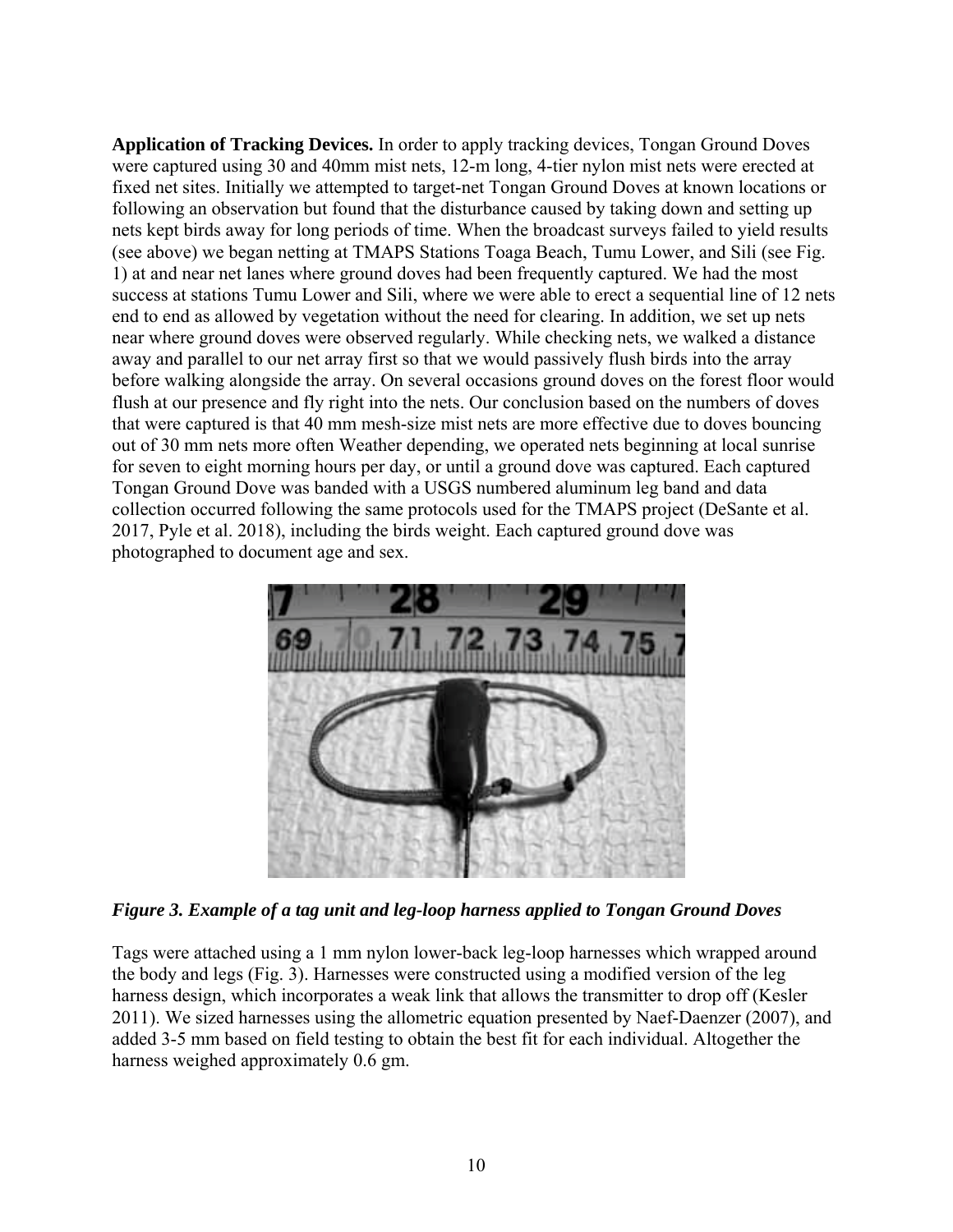**Application of Tracking Devices.** In order to apply tracking devices, Tongan Ground Doves were captured using 30 and 40mm mist nets, 12-m long, 4-tier nylon mist nets were erected at fixed net sites. Initially we attempted to target-net Tongan Ground Doves at known locations or following an observation but found that the disturbance caused by taking down and setting up nets kept birds away for long periods of time. When the broadcast surveys failed to yield results (see above) we began netting at TMAPS Stations Toaga Beach, Tumu Lower, and Sili (see Fig. 1) at and near net lanes where ground doves had been frequently captured. We had the most success at stations Tumu Lower and Sili, where we were able to erect a sequential line of 12 nets end to end as allowed by vegetation without the need for clearing. In addition, we set up nets near where ground doves were observed regularly. While checking nets, we walked a distance away and parallel to our net array first so that we would passively flush birds into the array before walking alongside the array. On several occasions ground doves on the forest floor would flush at our presence and fly right into the nets. Our conclusion based on the numbers of doves that were captured is that 40 mm mesh-size mist nets are more effective due to doves bouncing out of 30 mm nets more often Weather depending, we operated nets beginning at local sunrise for seven to eight morning hours per day, or until a ground dove was captured. Each captured Tongan Ground Dove was banded with a USGS numbered aluminum leg band and data collection occurred following the same protocols used for the TMAPS project (DeSante et al. 2017, Pyle et al. 2018), including the birds weight. Each captured ground dove was photographed to document age and sex.

***Figure 3. Example of a tag unit and leg-loop harness applied to Tongan Ground Doves***

Tags were attached using a 1 mm nylon lower-back leg-loop harnesses which wrapped around the body and legs (Fig. 3). Harnesses were constructed using a modified version of the leg harness design, which incorporates a weak link that allows the transmitter to drop off (Kesler 2011). We sized harnesses using the allometric equation presented by Naef-Daenzer (2007), and added 3-5 mm based on field testing to obtain the best fit for each individual. Altogether the harness weighed approximately 0.6 gm.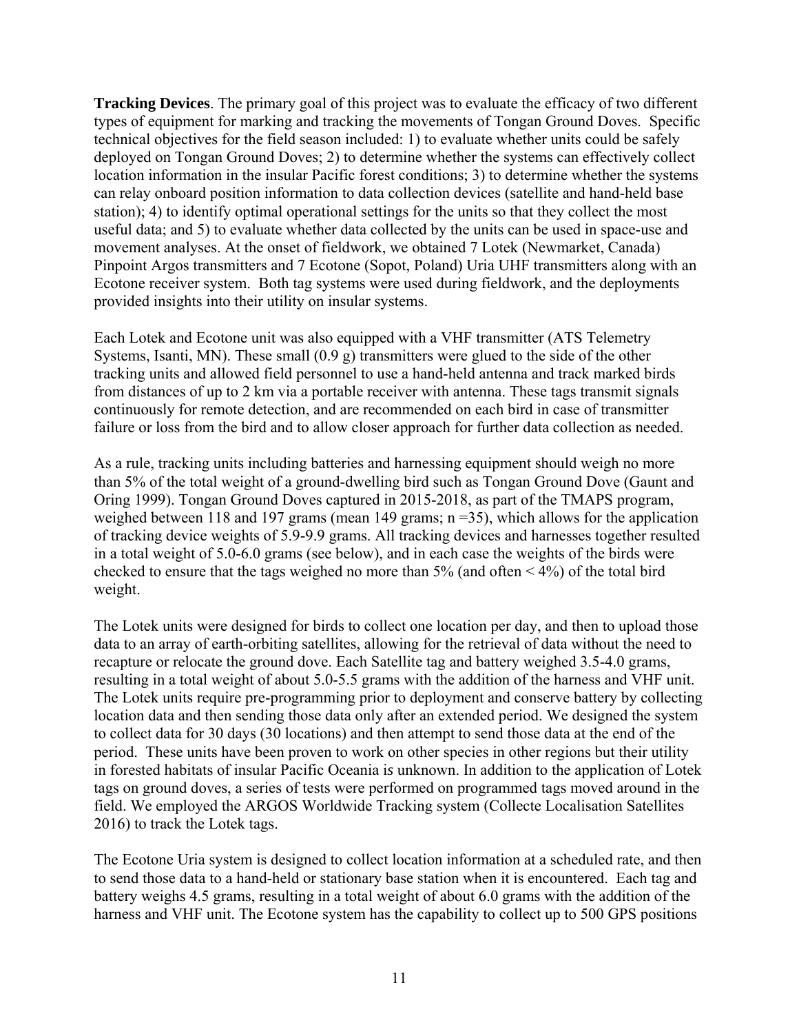**Tracking Devices**. The primary goal of this project was to evaluate the efficacy of two different types of equipment for marking and tracking the movements of Tongan Ground Doves. Specific technical objectives for the field season included: 1) to evaluate whether units could be safely deployed on Tongan Ground Doves; 2) to determine whether the systems can effectively collect location information in the insular Pacific forest conditions; 3) to determine whether the systems can relay onboard position information to data collection devices (satellite and hand-held base station); 4) to identify optimal operational settings for the units so that they collect the most useful data; and 5) to evaluate whether data collected by the units can be used in space-use and movement analyses. At the onset of fieldwork, we obtained 7 Lotek (Newmarket, Canada) Pinpoint Argos transmitters and 7 Ecotone (Sopot, Poland) Uria UHF transmitters along with an Ecotone receiver system. Both tag systems were used during fieldwork, and the deployments provided insights into their utility on insular systems.

Each Lotek and Ecotone unit was also equipped with a VHF transmitter (ATS Telemetry Systems, Isanti, MN). These small (0.9 g) transmitters were glued to the side of the other tracking units and allowed field personnel to use a hand-held antenna and track marked birds from distances of up to 2 km via a portable receiver with antenna. These tags transmit signals continuously for remote detection, and are recommended on each bird in case of transmitter failure or loss from the bird and to allow closer approach for further data collection as needed.

As a rule, tracking units including batteries and harnessing equipment should weigh no more than 5% of the total weight of a ground-dwelling bird such as Tongan Ground Dove (Gaunt and Oring 1999). Tongan Ground Doves captured in 2015-2018, as part of the TMAPS program, weighed between 118 and 197 grams (mean 149 grams; n =35), which allows for the application of tracking device weights of 5.9-9.9 grams. All tracking devices and harnesses together resulted in a total weight of 5.0-6.0 grams (see below), and in each case the weights of the birds were checked to ensure that the tags weighed no more than 5% (and often < 4%) of the total bird weight.

The Lotek units were designed for birds to collect one location per day, and then to upload those data to an array of earth-orbiting satellites, allowing for the retrieval of data without the need to recapture or relocate the ground dove. Each Satellite tag and battery weighed 3.5-4.0 grams, resulting in a total weight of about 5.0-5.5 grams with the addition of the harness and VHF unit. The Lotek units require pre-programming prior to deployment and conserve battery by collecting location data and then sending those data only after an extended period. We designed the system to collect data for 30 days (30 locations) and then attempt to send those data at the end of the period. These units have been proven to work on other species in other regions but their utility in forested habitats of insular Pacific Oceania is unknown. In addition to the application of Lotek tags on ground doves, a series of tests were performed on programmed tags moved around in the field. We employed the ARGOS Worldwide Tracking system (Collecte Localisation Satellites 2016) to track the Lotek tags.

The Ecotone Uria system is designed to collect location information at a scheduled rate, and then to send those data to a hand-held or stationary base station when it is encountered. Each tag and battery weighs 4.5 grams, resulting in a total weight of about 6.0 grams with the addition of the harness and VHF unit. The Ecotone system has the capability to collect up to 500 GPS positions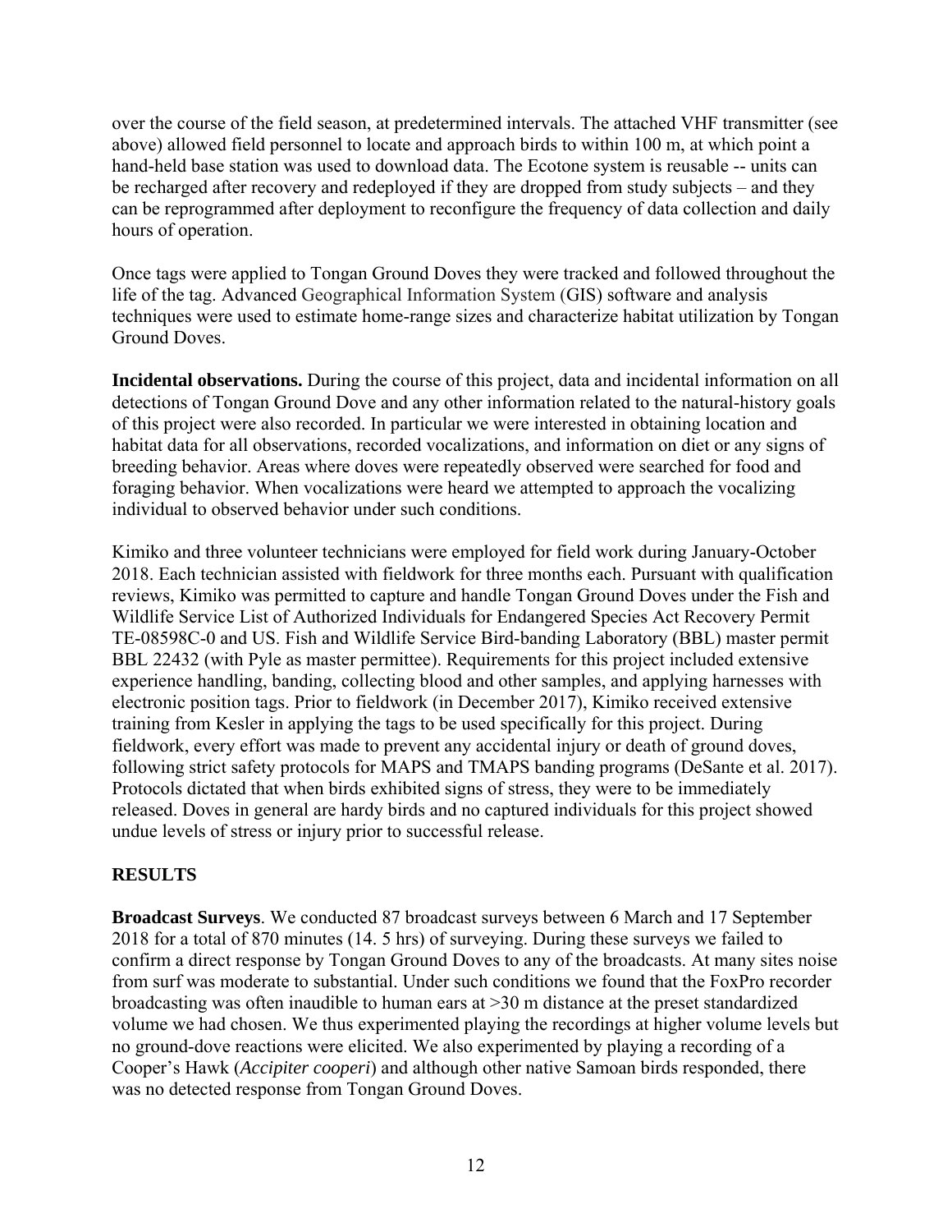over the course of the field season, at predetermined intervals. The attached VHF transmitter (see above) allowed field personnel to locate and approach birds to within 100 m, at which point a hand-held base station was used to download data. The Ecotone system is reusable -- units can be recharged after recovery and redeployed if they are dropped from study subjects – and they can be reprogrammed after deployment to reconfigure the frequency of data collection and daily hours of operation.

Once tags were applied to Tongan Ground Doves they were tracked and followed throughout the life of the tag. Advanced Geographical Information System (GIS) software and analysis techniques were used to estimate home-range sizes and characterize habitat utilization by Tongan Ground Doves.

**Incidental observations.** During the course of this project, data and incidental information on all detections of Tongan Ground Dove and any other information related to the natural-history goals of this project were also recorded. In particular we were interested in obtaining location and habitat data for all observations, recorded vocalizations, and information on diet or any signs of breeding behavior. Areas where doves were repeatedly observed were searched for food and foraging behavior. When vocalizations were heard we attempted to approach the vocalizing individual to observed behavior under such conditions.

Kimiko and three volunteer technicians were employed for field work during January-October 2018. Each technician assisted with fieldwork for three months each. Pursuant with qualification reviews, Kimiko was permitted to capture and handle Tongan Ground Doves under the Fish and Wildlife Service List of Authorized Individuals for Endangered Species Act Recovery Permit TE-08598C-0 and US. Fish and Wildlife Service Bird-banding Laboratory (BBL) master permit BBL 22432 (with Pyle as master permittee). Requirements for this project included extensive experience handling, banding, collecting blood and other samples, and applying harnesses with electronic position tags. Prior to fieldwork (in December 2017), Kimiko received extensive training from Kesler in applying the tags to be used specifically for this project. During fieldwork, every effort was made to prevent any accidental injury or death of ground doves, following strict safety protocols for MAPS and TMAPS banding programs (DeSante et al. 2017). Protocols dictated that when birds exhibited signs of stress, they were to be immediately released. Doves in general are hardy birds and no captured individuals for this project showed undue levels of stress or injury prior to successful release.

## RESULTS

**Broadcast Surveys**. We conducted 87 broadcast surveys between 6 March and 17 September 2018 for a total of 870 minutes (14. 5 hrs) of surveying. During these surveys we failed to confirm a direct response by Tongan Ground Doves to any of the broadcasts. At many sites noise from surf was moderate to substantial. Under such conditions we found that the FoxPro recorder broadcasting was often inaudible to human ears at >30 m distance at the preset standardized volume we had chosen. We thus experimented playing the recordings at higher volume levels but no ground-dove reactions were elicited. We also experimented by playing a recording of a Cooper's Hawk (*Accipiter cooperi*) and although other native Samoan birds responded, there was no detected response from Tongan Ground Doves.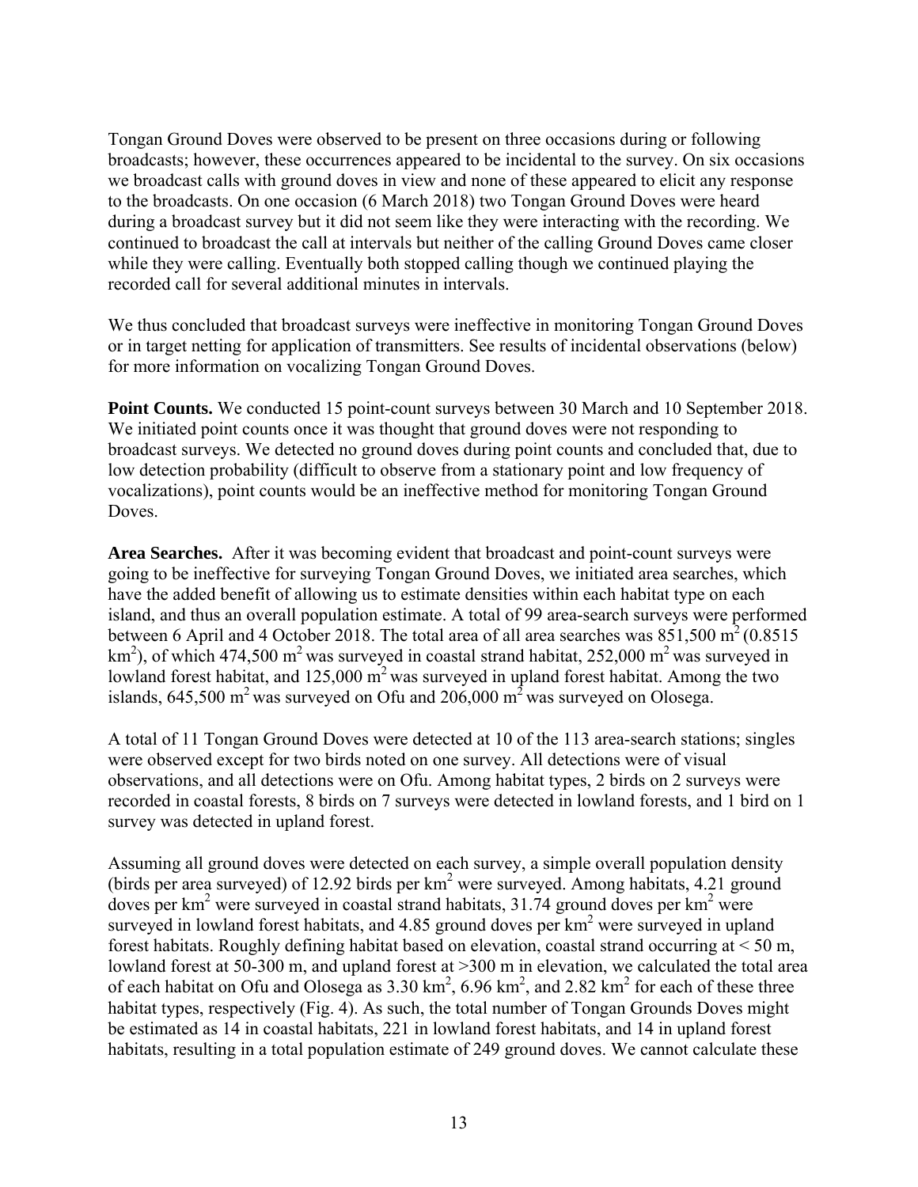Tongan Ground Doves were observed to be present on three occasions during or following broadcasts; however, these occurrences appeared to be incidental to the survey. On six occasions we broadcast calls with ground doves in view and none of these appeared to elicit any response to the broadcasts. On one occasion (6 March 2018) two Tongan Ground Doves were heard during a broadcast survey but it did not seem like they were interacting with the recording. We continued to broadcast the call at intervals but neither of the calling Ground Doves came closer while they were calling. Eventually both stopped calling though we continued playing the recorded call for several additional minutes in intervals.

We thus concluded that broadcast surveys were ineffective in monitoring Tongan Ground Doves or in target netting for application of transmitters. See results of incidental observations (below) for more information on vocalizing Tongan Ground Doves.

**Point Counts.** We conducted 15 point-count surveys between 30 March and 10 September 2018. We initiated point counts once it was thought that ground doves were not responding to broadcast surveys. We detected no ground doves during point counts and concluded that, due to low detection probability (difficult to observe from a stationary point and low frequency of vocalizations), point counts would be an ineffective method for monitoring Tongan Ground Doves.

**Area Searches.** After it was becoming evident that broadcast and point-count surveys were going to be ineffective for surveying Tongan Ground Doves, we initiated area searches, which have the added benefit of allowing us to estimate densities within each habitat type on each island, and thus an overall population estimate. A total of 99 area-search surveys were performed between 6 April and 4 October 2018. The total area of all area searches was 851,500 $m^2$ (0.8515 $km^2$), of which 474,500 $m^2$ was surveyed in coastal strand habitat, 252,000 $m^2$ was surveyed in lowland forest habitat, and 125,000 $m^2$ was surveyed in upland forest habitat. Among the two islands, 645,500 $m^2$ was surveyed on Ofu and 206,000 $m^2$ was surveyed on Olosega.

A total of 11 Tongan Ground Doves were detected at 10 of the 113 area-search stations; singles were observed except for two birds noted on one survey. All detections were of visual observations, and all detections were on Ofu. Among habitat types, 2 birds on 2 surveys were recorded in coastal forests, 8 birds on 7 surveys were detected in lowland forests, and 1 bird on 1 survey was detected in upland forest.

Assuming all ground doves were detected on each survey, a simple overall population density (birds per area surveyed) of 12.92 birds per $km^2$ were surveyed. Among habitats, 4.21 ground doves per $km^2$ were surveyed in coastal strand habitats, 31.74 ground doves per $km^2$ were surveyed in lowland forest habitats, and 4.85 ground doves per $km^2$ were surveyed in upland forest habitats. Roughly defining habitat based on elevation, coastal strand occurring at < 50 m, lowland forest at 50-300 m, and upland forest at >300 m in elevation, we calculated the total area of each habitat on Ofu and Olosega as 3.30 $km^2$, 6.96 $km^2$, and 2.82 $km^2$ for each of these three habitat types, respectively (Fig. 4). As such, the total number of Tongan Grounds Doves might be estimated as 14 in coastal habitats, 221 in lowland forest habitats, and 14 in upland forest habitats, resulting in a total population estimate of 249 ground doves. We cannot calculate these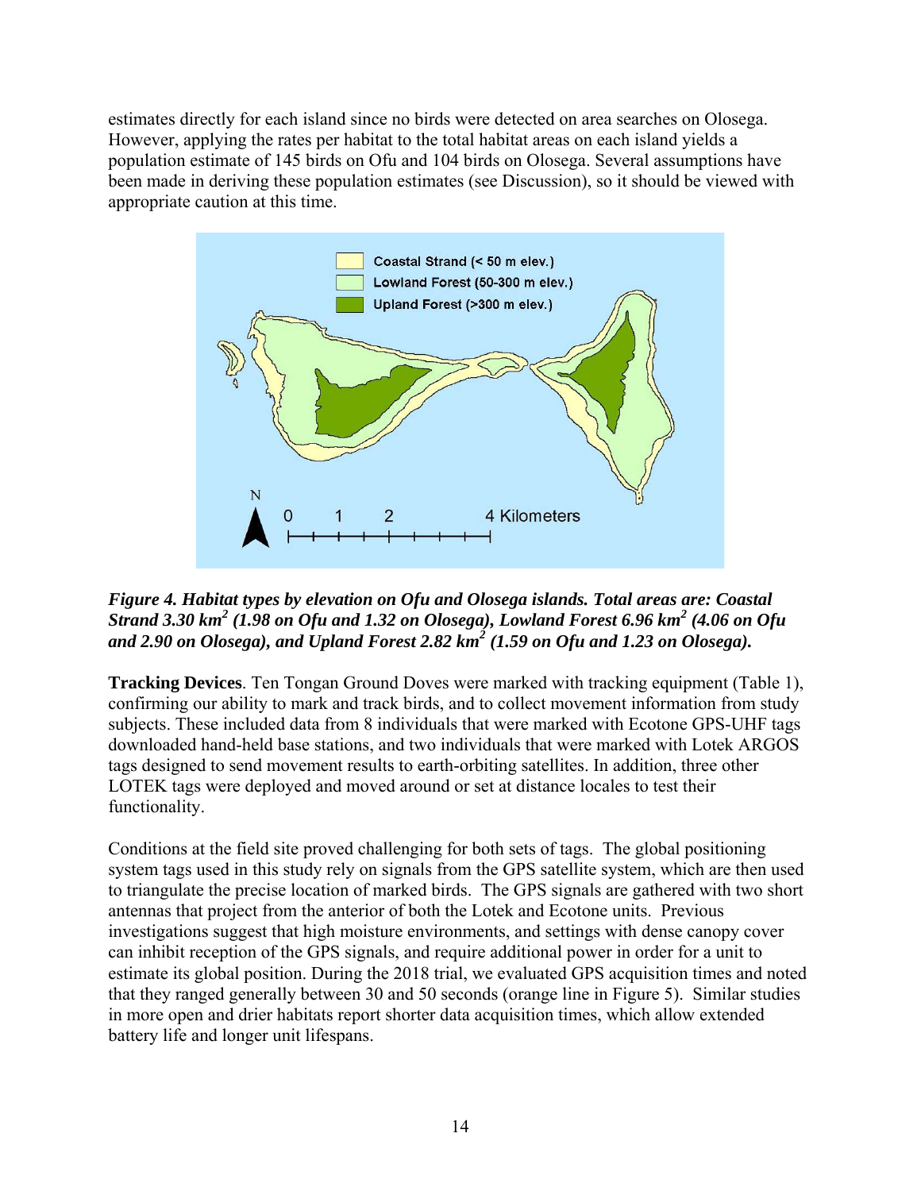estimates directly for each island since no birds were detected on area searches on Olosega. However, applying the rates per habitat to the total habitat areas on each island yields a population estimate of 145 birds on Ofu and 104 birds on Olosega. Several assumptions have been made in deriving these population estimates (see Discussion), so it should be viewed with appropriate caution at this time.

***Figure 4. Habitat types by elevation on Ofu and Olosega islands. Total areas are: Coastal Strand 3.30 km$^2$ (1.98 on Ofu and 1.32 on Olosega), Lowland Forest 6.96 km$^2$ (4.06 on Ofu and 2.90 on Olosega), and Upland Forest 2.82 km$^2$ (1.59 on Ofu and 1.23 on Olosega).***

**Tracking Devices**. Ten Tongan Ground Doves were marked with tracking equipment (Table 1), confirming our ability to mark and track birds, and to collect movement information from study subjects. These included data from 8 individuals that were marked with Ecotone GPS-UHF tags downloaded hand-held base stations, and two individuals that were marked with Lotek ARGOS tags designed to send movement results to earth-orbiting satellites. In addition, three other LOTEK tags were deployed and moved around or set at distance locales to test their functionality.

Conditions at the field site proved challenging for both sets of tags. The global positioning system tags used in this study rely on signals from the GPS satellite system, which are then used to triangulate the precise location of marked birds. The GPS signals are gathered with two short antennas that project from the anterior of both the Lotek and Ecotone units. Previous investigations suggest that high moisture environments, and settings with dense canopy cover can inhibit reception of the GPS signals, and require additional power in order for a unit to estimate its global position. During the 2018 trial, we evaluated GPS acquisition times and noted that they ranged generally between 30 and 50 seconds (orange line in Figure 5). Similar studies in more open and drier habitats report shorter data acquisition times, which allow extended battery life and longer unit lifespans.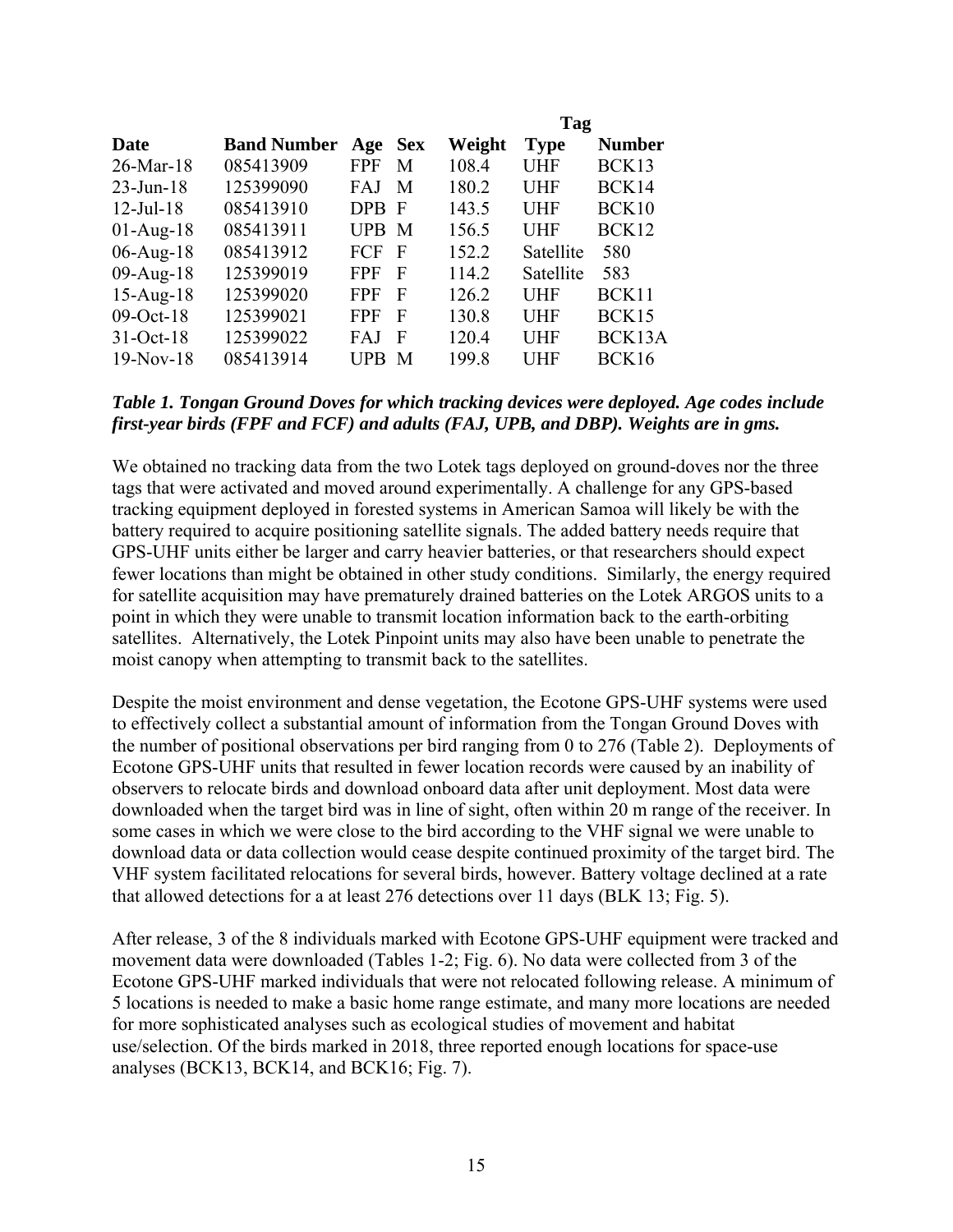| Date | Band Number | Age | Sex | Weight | Tag Type | Tag Number |
|---|---|---|---|---|---|---|
| 26-Mar-18 | 085413909 | FPF | M | 108.4 | UHF | BCK13 |
| 23-Jun-18 | 125399090 | FAJ | M | 180.2 | UHF | BCK14 |
| 12-Jul-18 | 085413910 | DPB | F | 143.5 | UHF | BCK10 |
| 01-Aug-18 | 085413911 | UPB | M | 156.5 | UHF | BCK12 |
| 06-Aug-18 | 085413912 | FCF | F | 152.2 | Satellite | 580 |
| 09-Aug-18 | 125399019 | FPF | F | 114.2 | Satellite | 583 |
| 15-Aug-18 | 125399020 | FPF | F | 126.2 | UHF | BCK11 |
| 09-Oct-18 | 125399021 | FPF | F | 130.8 | UHF | BCK15 |
| 31-Oct-18 | 125399022 | FAJ | F | 120.4 | UHF | BCK13A |
| 19-Nov-18 | 085413914 | UPB | M | 199.8 | UHF | BCK16 |

***Table 1. Tongan Ground Doves for which tracking devices were deployed. Age codes include first-year birds (FPF and FCF) and adults (FAJ, UPB, and DBP). Weights are in gms.***

We obtained no tracking data from the two Lotek tags deployed on ground-doves nor the three tags that were activated and moved around experimentally. A challenge for any GPS-based tracking equipment deployed in forested systems in American Samoa will likely be with the battery required to acquire positioning satellite signals. The added battery needs require that GPS-UHF units either be larger and carry heavier batteries, or that researchers should expect fewer locations than might be obtained in other study conditions. Similarly, the energy required for satellite acquisition may have prematurely drained batteries on the Lotek ARGOS units to a point in which they were unable to transmit location information back to the earth-orbiting satellites. Alternatively, the Lotek Pinpoint units may also have been unable to penetrate the moist canopy when attempting to transmit back to the satellites.

Despite the moist environment and dense vegetation, the Ecotone GPS-UHF systems were used to effectively collect a substantial amount of information from the Tongan Ground Doves with the number of positional observations per bird ranging from 0 to 276 (Table 2). Deployments of Ecotone GPS-UHF units that resulted in fewer location records were caused by an inability of observers to relocate birds and download onboard data after unit deployment. Most data were downloaded when the target bird was in line of sight, often within 20 m range of the receiver. In some cases in which we were close to the bird according to the VHF signal we were unable to download data or data collection would cease despite continued proximity of the target bird. The VHF system facilitated relocations for several birds, however. Battery voltage declined at a rate that allowed detections for a at least 276 detections over 11 days (BLK 13; Fig. 5).

After release, 3 of the 8 individuals marked with Ecotone GPS-UHF equipment were tracked and movement data were downloaded (Tables 1-2; Fig. 6). No data were collected from 3 of the Ecotone GPS-UHF marked individuals that were not relocated following release. A minimum of 5 locations is needed to make a basic home range estimate, and many more locations are needed for more sophisticated analyses such as ecological studies of movement and habitat use/selection. Of the birds marked in 2018, three reported enough locations for space-use analyses (BCK13, BCK14, and BCK16; Fig. 7).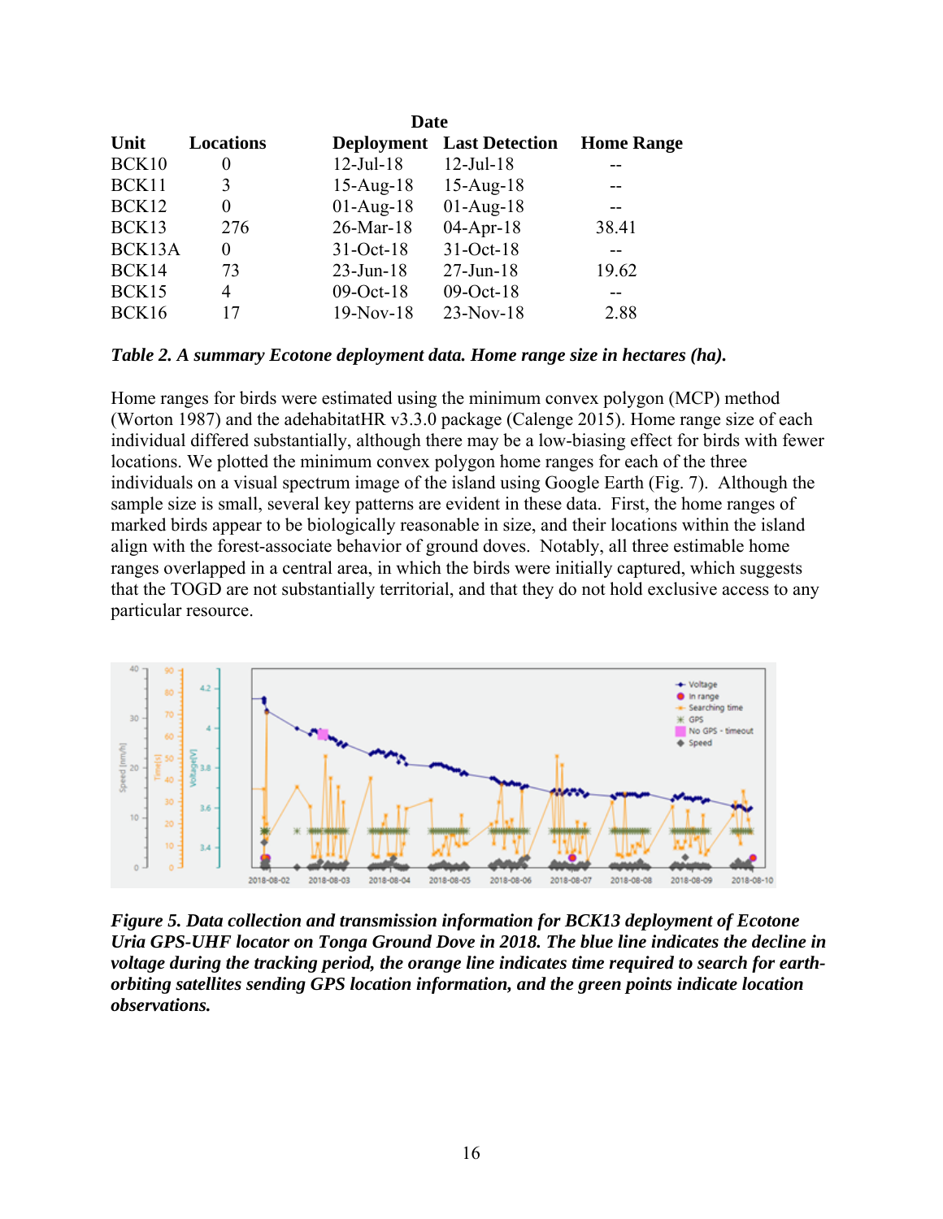| Unit | Locations | Date | | Home Range |
|---|---|---|---|---|
| | | Deployment | Last Detection | |
| BCK10 | 0 | 12-Jul-18 | 12-Jul-18 | -- |
| BCK11 | 3 | 15-Aug-18 | 15-Aug-18 | -- |
| BCK12 | 0 | 01-Aug-18 | 01-Aug-18 | -- |
| BCK13 | 276 | 26-Mar-18 | 04-Apr-18 | 38.41 |
| BCK13A | 0 | 31-Oct-18 | 31-Oct-18 | -- |
| BCK14 | 73 | 23-Jun-18 | 27-Jun-18 | 19.62 |
| BCK15 | 4 | 09-Oct-18 | 09-Oct-18 | -- |
| BCK16 | 17 | 19-Nov-18 | 23-Nov-18 | 2.88 |

***Table 2. A summary Ecotone deployment data. Home range size in hectares (ha).***

Home ranges for birds were estimated using the minimum convex polygon (MCP) method (Worton 1987) and the adehabitatHR v3.3.0 package (Calenge 2015). Home range size of each individual differed substantially, although there may be a low-biasing effect for birds with fewer locations. We plotted the minimum convex polygon home ranges for each of the three individuals on a visual spectrum image of the island using Google Earth (Fig. 7). Although the sample size is small, several key patterns are evident in these data. First, the home ranges of marked birds appear to be biologically reasonable in size, and their locations within the island align with the forest-associate behavior of ground doves. Notably, all three estimable home ranges overlapped in a central area, in which the birds were initially captured, which suggests that the TOGD are not substantially territorial, and that they do not hold exclusive access to any particular resource.

***Figure 5. Data collection and transmission information for BCK13 deployment of Ecotone Uria GPS-UHF locator on Tonga Ground Dove in 2018. The blue line indicates the decline in voltage during the tracking period, the orange line indicates time required to search for earth-orbiting satellites sending GPS location information, and the green points indicate location observations.***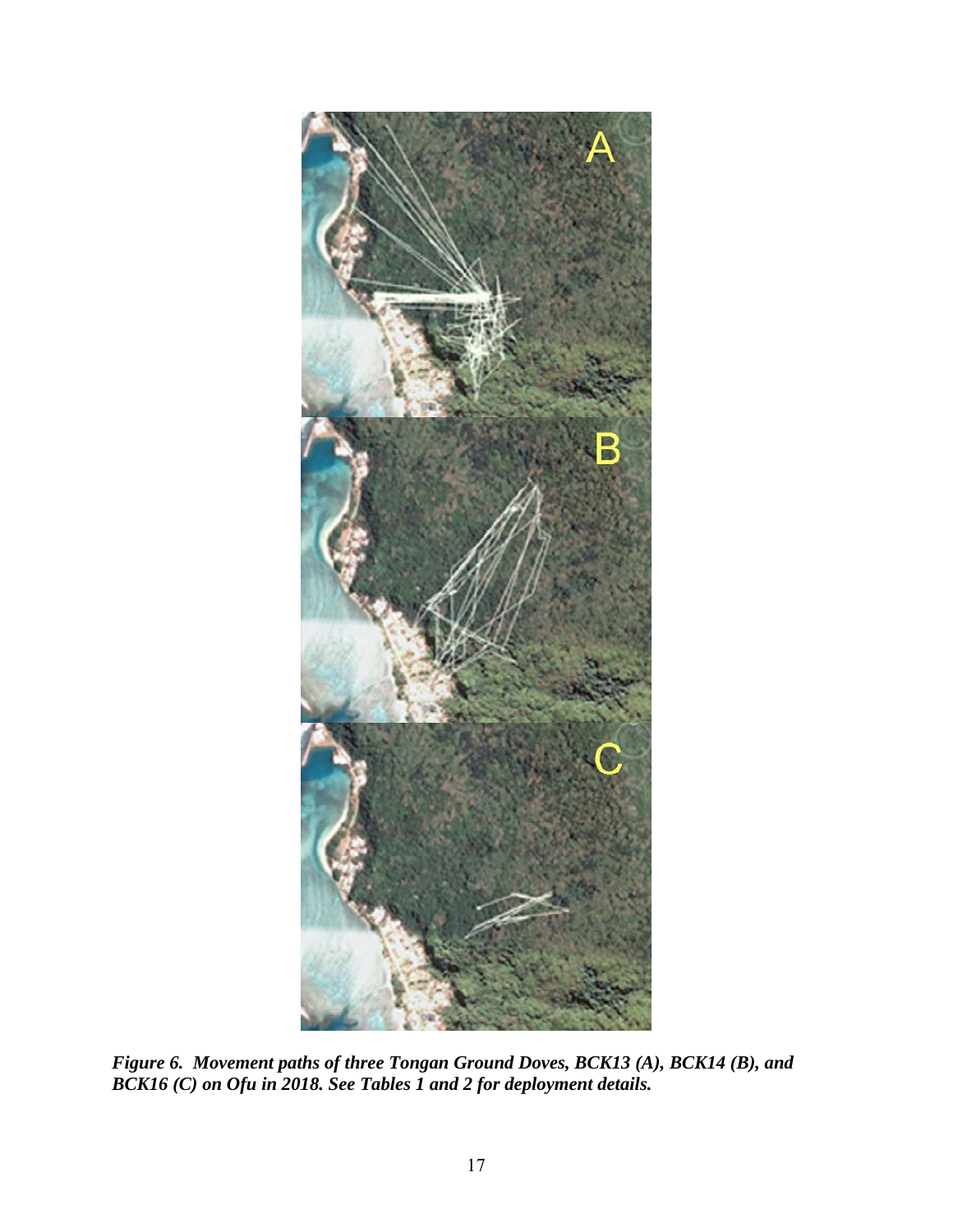***Figure 6. Movement paths of three Tongan Ground Doves, BCK13 (A), BCK14 (B), and BCK16 (C) on Ofu in 2018. See Tables 1 and 2 for deployment details.***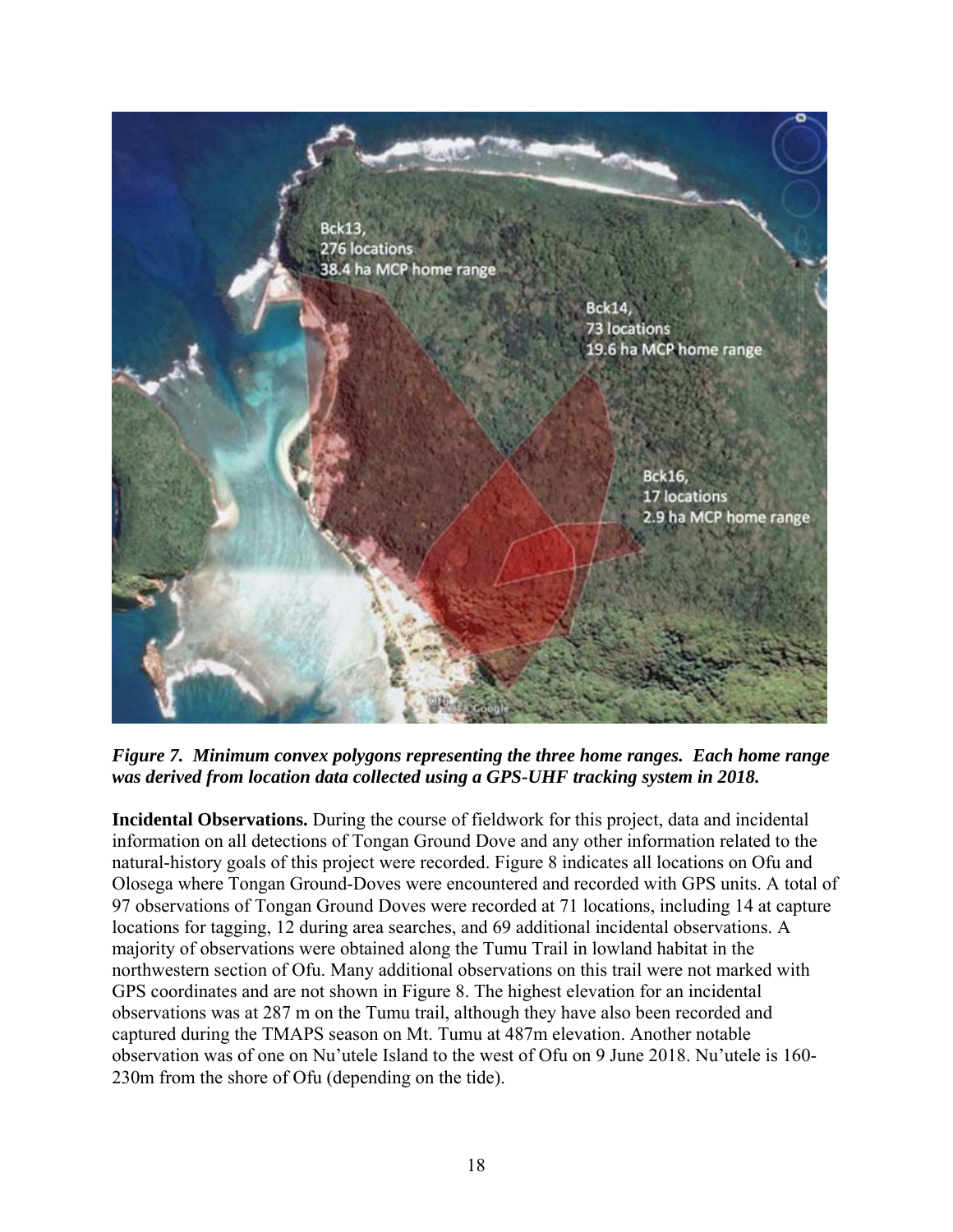*Figure 7. Minimum convex polygons representing the three home ranges. Each home range was derived from location data collected using a GPS-UHF tracking system in 2018.*

**Incidental Observations.** During the course of fieldwork for this project, data and incidental information on all detections of Tongan Ground Dove and any other information related to the natural-history goals of this project were recorded. Figure 8 indicates all locations on Ofu and Olosega where Tongan Ground-Doves were encountered and recorded with GPS units. A total of 97 observations of Tongan Ground Doves were recorded at 71 locations, including 14 at capture locations for tagging, 12 during area searches, and 69 additional incidental observations. A majority of observations were obtained along the Tumu Trail in lowland habitat in the northwestern section of Ofu. Many additional observations on this trail were not marked with GPS coordinates and are not shown in Figure 8. The highest elevation for an incidental observations was at 287 m on the Tumu trail, although they have also been recorded and captured during the TMAPS season on Mt. Tumu at 487m elevation. Another notable observation was of one on Nu'utele Island to the west of Ofu on 9 June 2018. Nu'utele is 160-230m from the shore of Ofu (depending on the tide).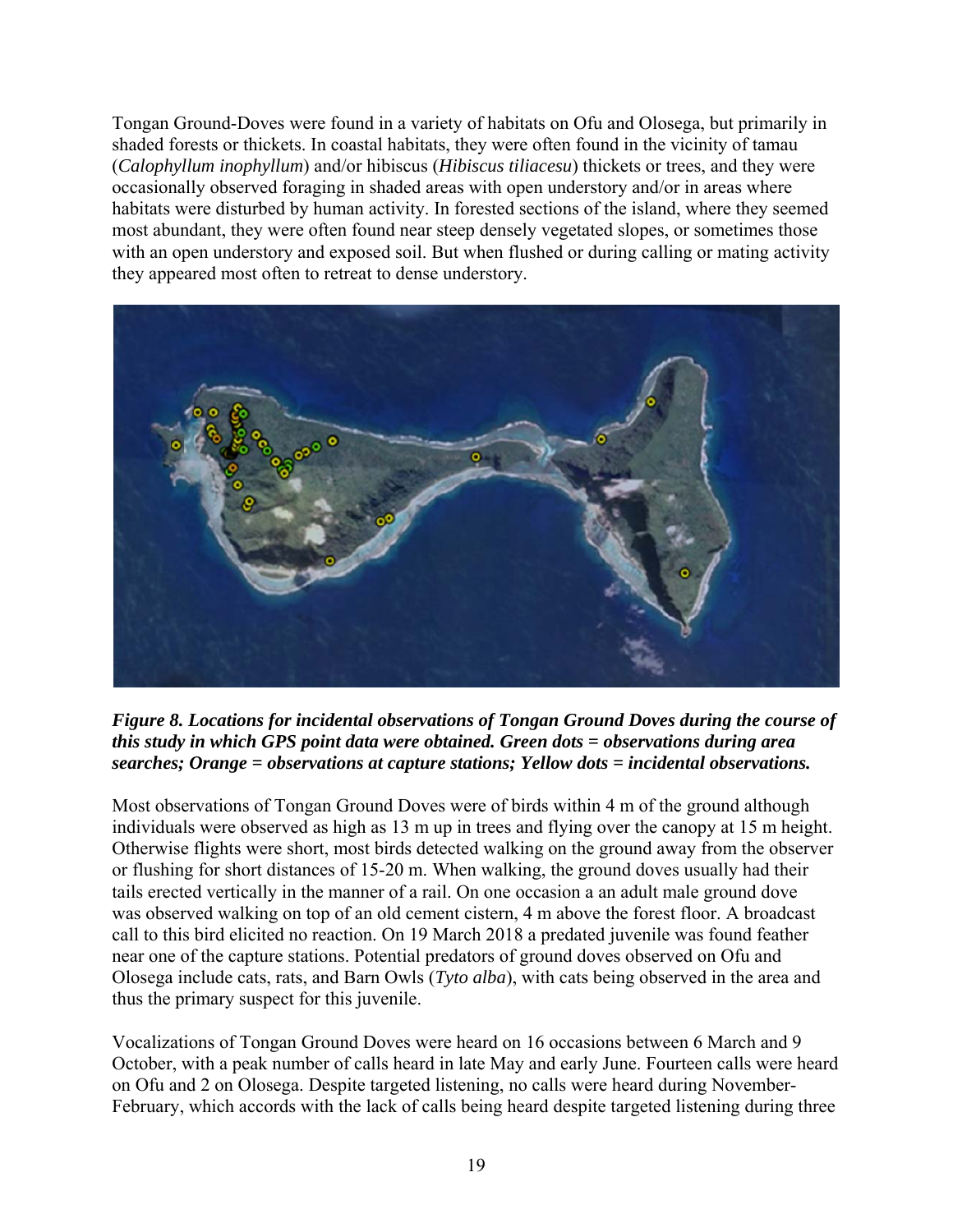Tongan Ground-Doves were found in a variety of habitats on Ofu and Olosega, but primarily in shaded forests or thickets. In coastal habitats, they were often found in the vicinity of tamau (*Calophyllum inophyllum*) and/or hibiscus (*Hibiscus tiliacesu*) thickets or trees, and they were occasionally observed foraging in shaded areas with open understory and/or in areas where habitats were disturbed by human activity. In forested sections of the island, where they seemed most abundant, they were often found near steep densely vegetated slopes, or sometimes those with an open understory and exposed soil. But when flushed or during calling or mating activity they appeared most often to retreat to dense understory.

***Figure 8. Locations for incidental observations of Tongan Ground Doves during the course of this study in which GPS point data were obtained. Green dots = observations during area searches; Orange = observations at capture stations; Yellow dots = incidental observations.***

Most observations of Tongan Ground Doves were of birds within 4 m of the ground although individuals were observed as high as 13 m up in trees and flying over the canopy at 15 m height. Otherwise flights were short, most birds detected walking on the ground away from the observer or flushing for short distances of 15-20 m. When walking, the ground doves usually had their tails erected vertically in the manner of a rail. On one occasion a an adult male ground dove was observed walking on top of an old cement cistern, 4 m above the forest floor. A broadcast call to this bird elicited no reaction. On 19 March 2018 a predated juvenile was found feather near one of the capture stations. Potential predators of ground doves observed on Ofu and Olosega include cats, rats, and Barn Owls (*Tyto alba*), with cats being observed in the area and thus the primary suspect for this juvenile.

Vocalizations of Tongan Ground Doves were heard on 16 occasions between 6 March and 9 October, with a peak number of calls heard in late May and early June. Fourteen calls were heard on Ofu and 2 on Olosega. Despite targeted listening, no calls were heard during November-February, which accords with the lack of calls being heard despite targeted listening during three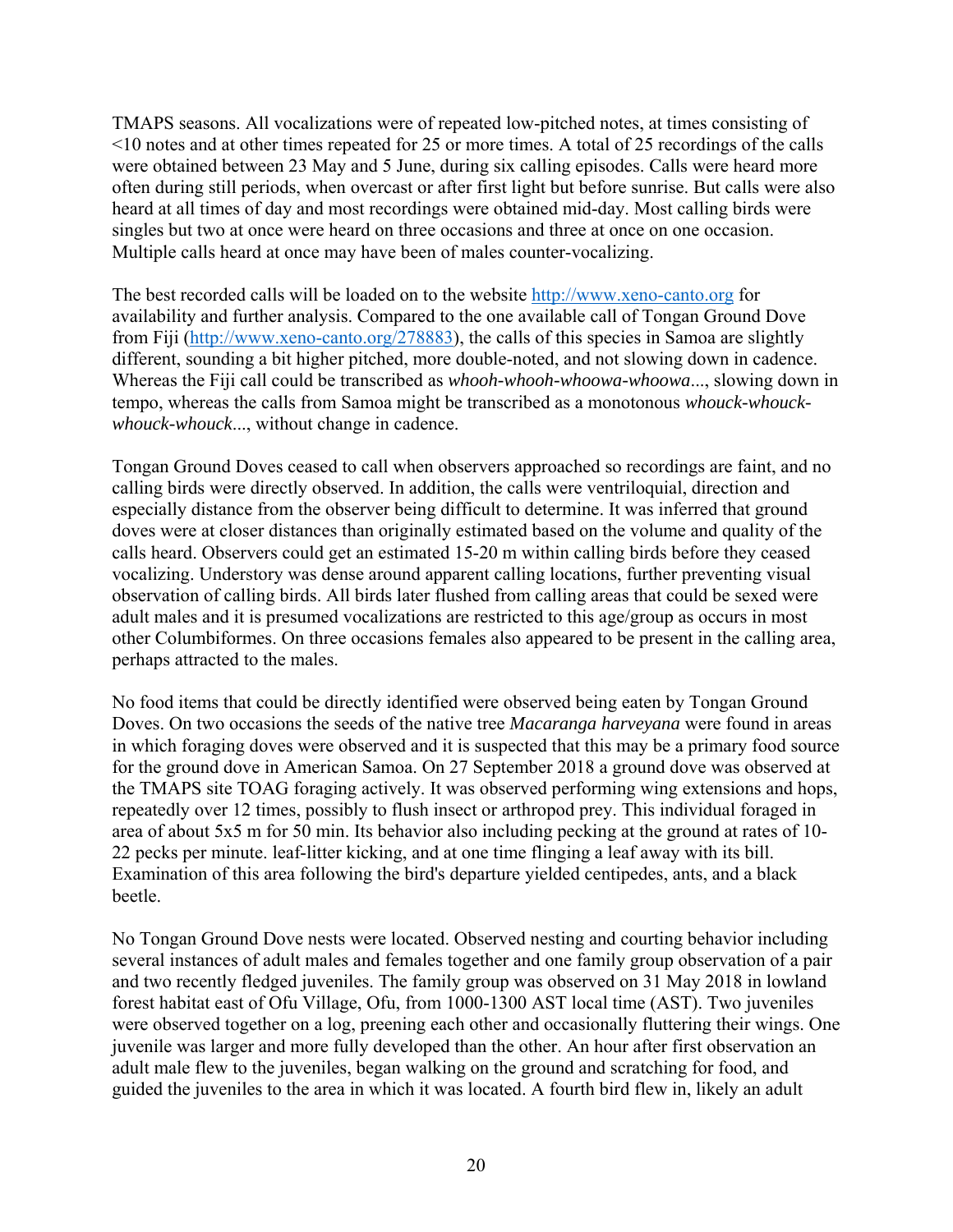TMAPS seasons. All vocalizations were of repeated low-pitched notes, at times consisting of <10 notes and at other times repeated for 25 or more times. A total of 25 recordings of the calls were obtained between 23 May and 5 June, during six calling episodes. Calls were heard more often during still periods, when overcast or after first light but before sunrise. But calls were also heard at all times of day and most recordings were obtained mid-day. Most calling birds were singles but two at once were heard on three occasions and three at once on one occasion. Multiple calls heard at once may have been of males counter-vocalizing.

The best recorded calls will be loaded on to the website http://www.xeno-canto.org for availability and further analysis. Compared to the one available call of Tongan Ground Dove from Fiji (http://www.xeno-canto.org/278883), the calls of this species in Samoa are slightly different, sounding a bit higher pitched, more double-noted, and not slowing down in cadence. Whereas the Fiji call could be transcribed as *whooh-whooh-whoowa-whoowa*..., slowing down in tempo, whereas the calls from Samoa might be transcribed as a monotonous *whouck-whouck-whouck-whouck*..., without change in cadence.

Tongan Ground Doves ceased to call when observers approached so recordings are faint, and no calling birds were directly observed. In addition, the calls were ventriloquial, direction and especially distance from the observer being difficult to determine. It was inferred that ground doves were at closer distances than originally estimated based on the volume and quality of the calls heard. Observers could get an estimated 15-20 m within calling birds before they ceased vocalizing. Understory was dense around apparent calling locations, further preventing visual observation of calling birds. All birds later flushed from calling areas that could be sexed were adult males and it is presumed vocalizations are restricted to this age/group as occurs in most other Columbiformes. On three occasions females also appeared to be present in the calling area, perhaps attracted to the males.

No food items that could be directly identified were observed being eaten by Tongan Ground Doves. On two occasions the seeds of the native tree *Macaranga harveyana* were found in areas in which foraging doves were observed and it is suspected that this may be a primary food source for the ground dove in American Samoa. On 27 September 2018 a ground dove was observed at the TMAPS site TOAG foraging actively. It was observed performing wing extensions and hops, repeatedly over 12 times, possibly to flush insect or arthropod prey. This individual foraged in area of about 5x5 m for 50 min. Its behavior also including pecking at the ground at rates of 10-22 pecks per minute. leaf-litter kicking, and at one time flinging a leaf away with its bill. Examination of this area following the bird's departure yielded centipedes, ants, and a black beetle.

No Tongan Ground Dove nests were located. Observed nesting and courting behavior including several instances of adult males and females together and one family group observation of a pair and two recently fledged juveniles. The family group was observed on 31 May 2018 in lowland forest habitat east of Ofu Village, Ofu, from 1000-1300 AST local time (AST). Two juveniles were observed together on a log, preening each other and occasionally fluttering their wings. One juvenile was larger and more fully developed than the other. An hour after first observation an adult male flew to the juveniles, began walking on the ground and scratching for food, and guided the juveniles to the area in which it was located. A fourth bird flew in, likely an adult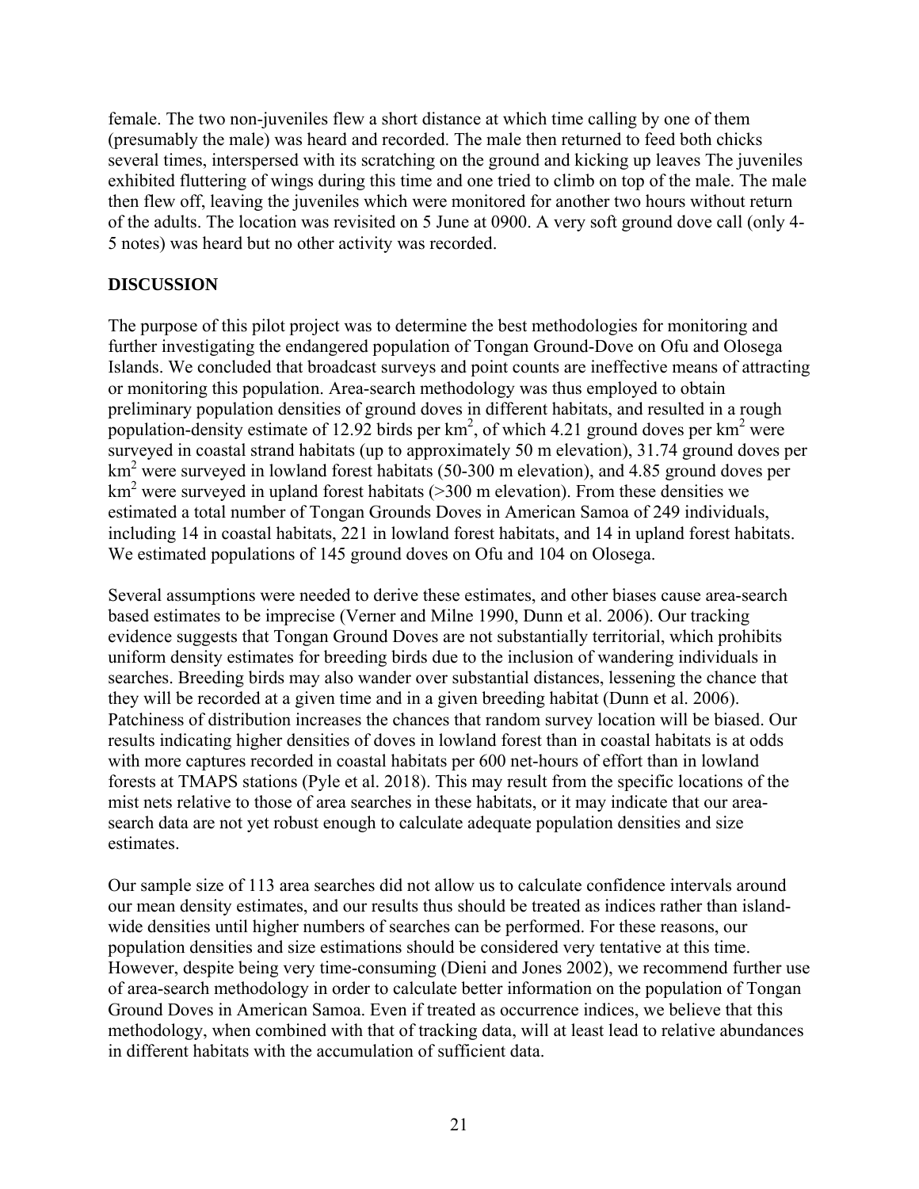female. The two non-juveniles flew a short distance at which time calling by one of them (presumably the male) was heard and recorded. The male then returned to feed both chicks several times, interspersed with its scratching on the ground and kicking up leaves The juveniles exhibited fluttering of wings during this time and one tried to climb on top of the male. The male then flew off, leaving the juveniles which were monitored for another two hours without return of the adults. The location was revisited on 5 June at 0900. A very soft ground dove call (only 4-5 notes) was heard but no other activity was recorded.

## DISCUSSION

The purpose of this pilot project was to determine the best methodologies for monitoring and further investigating the endangered population of Tongan Ground-Dove on Ofu and Olosega Islands. We concluded that broadcast surveys and point counts are ineffective means of attracting or monitoring this population. Area-search methodology was thus employed to obtain preliminary population densities of ground doves in different habitats, and resulted in a rough population-density estimate of 12.92 birds per $km^2$, of which 4.21 ground doves per $km^2$ were surveyed in coastal strand habitats (up to approximately 50 m elevation), 31.74 ground doves per $km^2$ were surveyed in lowland forest habitats (50-300 m elevation), and 4.85 ground doves per $km^2$ were surveyed in upland forest habitats (>300 m elevation). From these densities we estimated a total number of Tongan Grounds Doves in American Samoa of 249 individuals, including 14 in coastal habitats, 221 in lowland forest habitats, and 14 in upland forest habitats. We estimated populations of 145 ground doves on Ofu and 104 on Olosega.

Several assumptions were needed to derive these estimates, and other biases cause area-search based estimates to be imprecise (Verner and Milne 1990, Dunn et al. 2006). Our tracking evidence suggests that Tongan Ground Doves are not substantially territorial, which prohibits uniform density estimates for breeding birds due to the inclusion of wandering individuals in searches. Breeding birds may also wander over substantial distances, lessening the chance that they will be recorded at a given time and in a given breeding habitat (Dunn et al. 2006). Patchiness of distribution increases the chances that random survey location will be biased. Our results indicating higher densities of doves in lowland forest than in coastal habitats is at odds with more captures recorded in coastal habitats per 600 net-hours of effort than in lowland forests at TMAPS stations (Pyle et al. 2018). This may result from the specific locations of the mist nets relative to those of area searches in these habitats, or it may indicate that our area-search data are not yet robust enough to calculate adequate population densities and size estimates.

Our sample size of 113 area searches did not allow us to calculate confidence intervals around our mean density estimates, and our results thus should be treated as indices rather than island-wide densities until higher numbers of searches can be performed. For these reasons, our population densities and size estimations should be considered very tentative at this time. However, despite being very time-consuming (Dieni and Jones 2002), we recommend further use of area-search methodology in order to calculate better information on the population of Tongan Ground Doves in American Samoa. Even if treated as occurrence indices, we believe that this methodology, when combined with that of tracking data, will at least lead to relative abundances in different habitats with the accumulation of sufficient data.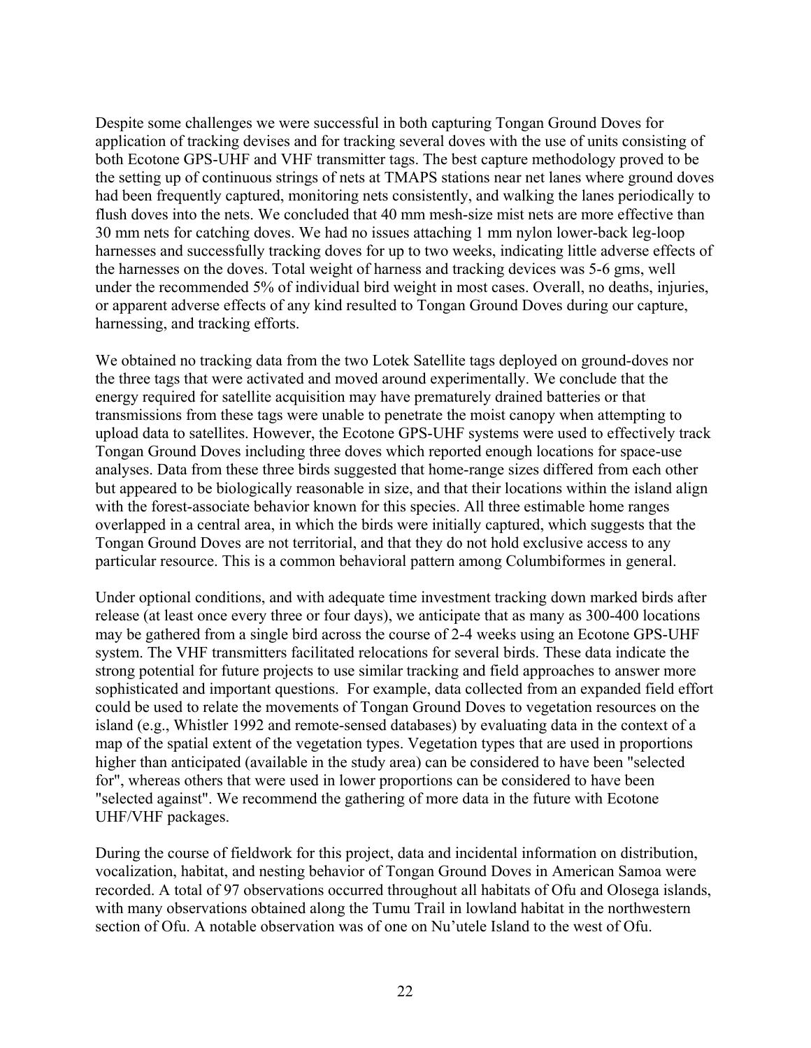Despite some challenges we were successful in both capturing Tongan Ground Doves for application of tracking devises and for tracking several doves with the use of units consisting of both Ecotone GPS-UHF and VHF transmitter tags. The best capture methodology proved to be the setting up of continuous strings of nets at TMAPS stations near net lanes where ground doves had been frequently captured, monitoring nets consistently, and walking the lanes periodically to flush doves into the nets. We concluded that 40 mm mesh-size mist nets are more effective than 30 mm nets for catching doves. We had no issues attaching 1 mm nylon lower-back leg-loop harnesses and successfully tracking doves for up to two weeks, indicating little adverse effects of the harnesses on the doves. Total weight of harness and tracking devices was 5-6 gms, well under the recommended 5% of individual bird weight in most cases. Overall, no deaths, injuries, or apparent adverse effects of any kind resulted to Tongan Ground Doves during our capture, harnessing, and tracking efforts.

We obtained no tracking data from the two Lotek Satellite tags deployed on ground-doves nor the three tags that were activated and moved around experimentally. We conclude that the energy required for satellite acquisition may have prematurely drained batteries or that transmissions from these tags were unable to penetrate the moist canopy when attempting to upload data to satellites. However, the Ecotone GPS-UHF systems were used to effectively track Tongan Ground Doves including three doves which reported enough locations for space-use analyses. Data from these three birds suggested that home-range sizes differed from each other but appeared to be biologically reasonable in size, and that their locations within the island align with the forest-associate behavior known for this species. All three estimable home ranges overlapped in a central area, in which the birds were initially captured, which suggests that the Tongan Ground Doves are not territorial, and that they do not hold exclusive access to any particular resource. This is a common behavioral pattern among Columbiformes in general.

Under optional conditions, and with adequate time investment tracking down marked birds after release (at least once every three or four days), we anticipate that as many as 300-400 locations may be gathered from a single bird across the course of 2-4 weeks using an Ecotone GPS-UHF system. The VHF transmitters facilitated relocations for several birds. These data indicate the strong potential for future projects to use similar tracking and field approaches to answer more sophisticated and important questions. For example, data collected from an expanded field effort could be used to relate the movements of Tongan Ground Doves to vegetation resources on the island (e.g., Whistler 1992 and remote-sensed databases) by evaluating data in the context of a map of the spatial extent of the vegetation types. Vegetation types that are used in proportions higher than anticipated (available in the study area) can be considered to have been "selected for", whereas others that were used in lower proportions can be considered to have been "selected against". We recommend the gathering of more data in the future with Ecotone UHF/VHF packages.

During the course of fieldwork for this project, data and incidental information on distribution, vocalization, habitat, and nesting behavior of Tongan Ground Doves in American Samoa were recorded. A total of 97 observations occurred throughout all habitats of Ofu and Olosega islands, with many observations obtained along the Tumu Trail in lowland habitat in the northwestern section of Ofu. A notable observation was of one on Nu'utele Island to the west of Ofu.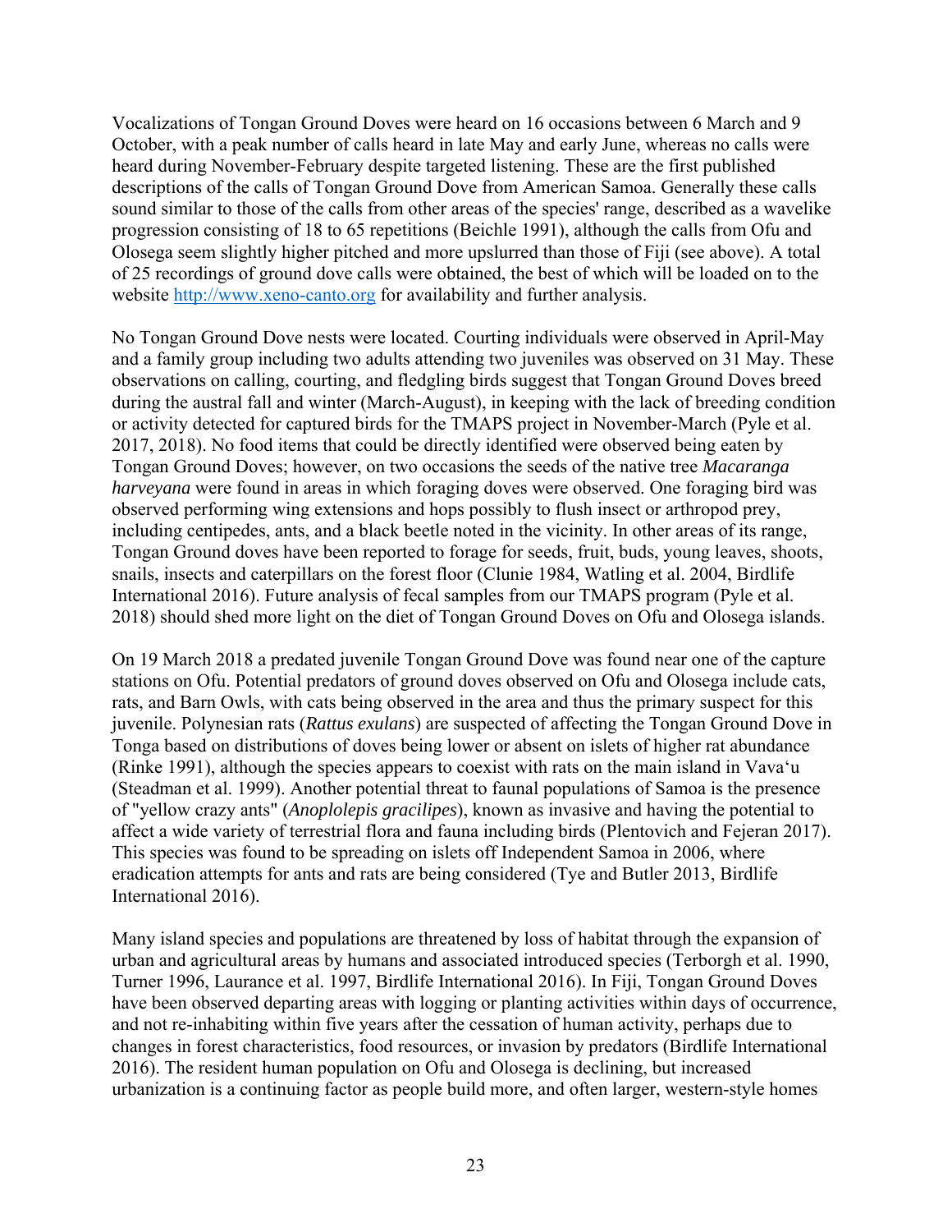Vocalizations of Tongan Ground Doves were heard on 16 occasions between 6 March and 9 October, with a peak number of calls heard in late May and early June, whereas no calls were heard during November-February despite targeted listening. These are the first published descriptions of the calls of Tongan Ground Dove from American Samoa. Generally these calls sound similar to those of the calls from other areas of the species' range, described as a wavelike progression consisting of 18 to 65 repetitions (Beichle 1991), although the calls from Ofu and Olosega seem slightly higher pitched and more upslurred than those of Fiji (see above). A total of 25 recordings of ground dove calls were obtained, the best of which will be loaded on to the website [http://www.xeno-canto.org](http://www.xeno-canto.org) for availability and further analysis.

No Tongan Ground Dove nests were located. Courting individuals were observed in April-May and a family group including two adults attending two juveniles was observed on 31 May. These observations on calling, courting, and fledgling birds suggest that Tongan Ground Doves breed during the austral fall and winter (March-August), in keeping with the lack of breeding condition or activity detected for captured birds for the TMAPS project in November-March (Pyle et al. 2017, 2018). No food items that could be directly identified were observed being eaten by Tongan Ground Doves; however, on two occasions the seeds of the native tree *Macaranga harveyana* were found in areas in which foraging doves were observed. One foraging bird was observed performing wing extensions and hops possibly to flush insect or arthropod prey, including centipedes, ants, and a black beetle noted in the vicinity. In other areas of its range, Tongan Ground doves have been reported to forage for seeds, fruit, buds, young leaves, shoots, snails, insects and caterpillars on the forest floor (Clunie 1984, Watling et al. 2004, Birdlife International 2016). Future analysis of fecal samples from our TMAPS program (Pyle et al. 2018) should shed more light on the diet of Tongan Ground Doves on Ofu and Olosega islands.

On 19 March 2018 a predated juvenile Tongan Ground Dove was found near one of the capture stations on Ofu. Potential predators of ground doves observed on Ofu and Olosega include cats, rats, and Barn Owls, with cats being observed in the area and thus the primary suspect for this juvenile. Polynesian rats (*Rattus exulans*) are suspected of affecting the Tongan Ground Dove in Tonga based on distributions of doves being lower or absent on islets of higher rat abundance (Rinke 1991), although the species appears to coexist with rats on the main island in Vava'u (Steadman et al. 1999). Another potential threat to faunal populations of Samoa is the presence of "yellow crazy ants" (*Anoplolepis gracilipes*), known as invasive and having the potential to affect a wide variety of terrestrial flora and fauna including birds (Plentovich and Fejeran 2017). This species was found to be spreading on islets off Independent Samoa in 2006, where eradication attempts for ants and rats are being considered (Tye and Butler 2013, Birdlife International 2016).

Many island species and populations are threatened by loss of habitat through the expansion of urban and agricultural areas by humans and associated introduced species (Terborgh et al. 1990, Turner 1996, Laurance et al. 1997, Birdlife International 2016). In Fiji, Tongan Ground Doves have been observed departing areas with logging or planting activities within days of occurrence, and not re-inhabiting within five years after the cessation of human activity, perhaps due to changes in forest characteristics, food resources, or invasion by predators (Birdlife International 2016). The resident human population on Ofu and Olosega is declining, but increased urbanization is a continuing factor as people build more, and often larger, western-style homes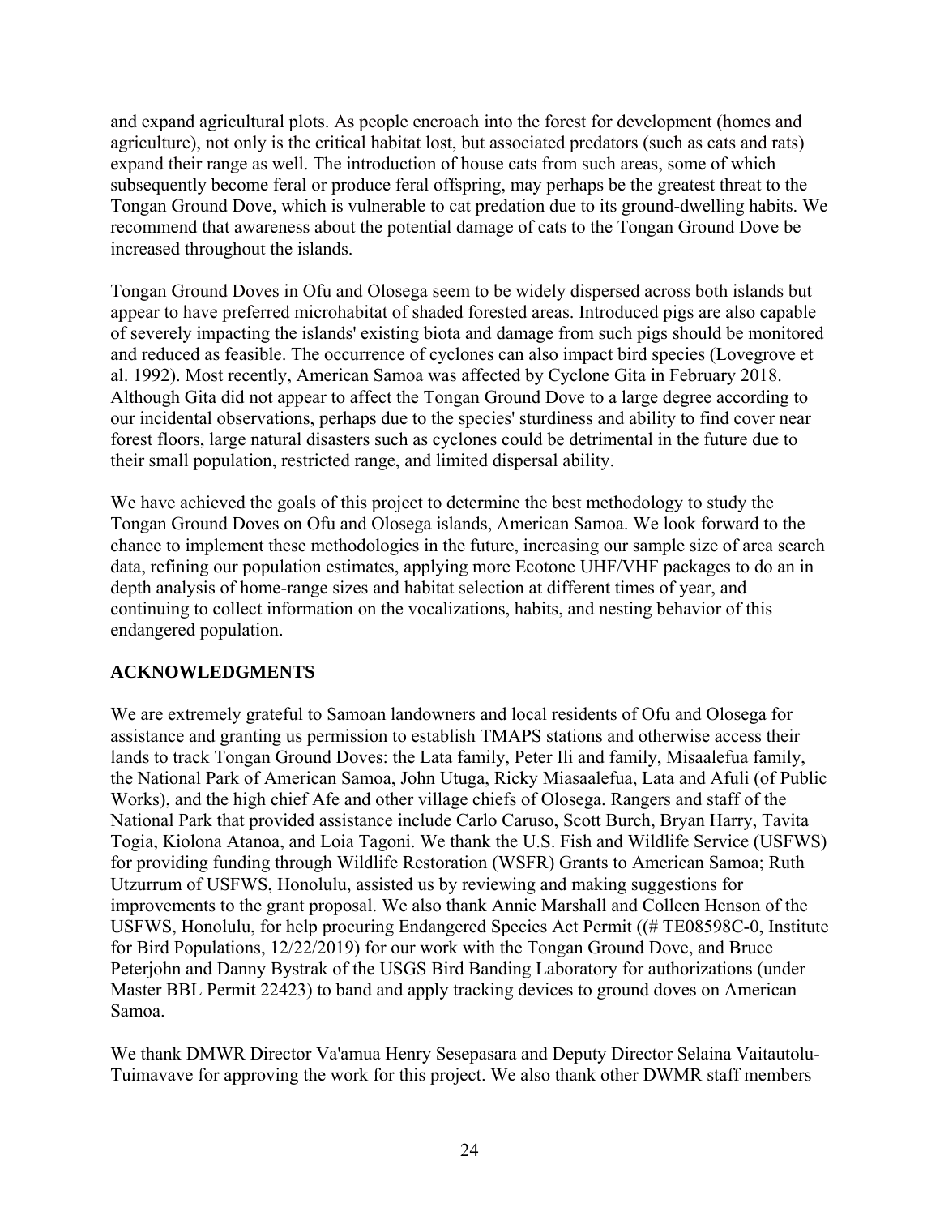and expand agricultural plots. As people encroach into the forest for development (homes and agriculture), not only is the critical habitat lost, but associated predators (such as cats and rats) expand their range as well. The introduction of house cats from such areas, some of which subsequently become feral or produce feral offspring, may perhaps be the greatest threat to the Tongan Ground Dove, which is vulnerable to cat predation due to its ground-dwelling habits. We recommend that awareness about the potential damage of cats to the Tongan Ground Dove be increased throughout the islands.

Tongan Ground Doves in Ofu and Olosega seem to be widely dispersed across both islands but appear to have preferred microhabitat of shaded forested areas. Introduced pigs are also capable of severely impacting the islands' existing biota and damage from such pigs should be monitored and reduced as feasible. The occurrence of cyclones can also impact bird species (Lovegrove et al. 1992). Most recently, American Samoa was affected by Cyclone Gita in February 2018. Although Gita did not appear to affect the Tongan Ground Dove to a large degree according to our incidental observations, perhaps due to the species' sturdiness and ability to find cover near forest floors, large natural disasters such as cyclones could be detrimental in the future due to their small population, restricted range, and limited dispersal ability.

We have achieved the goals of this project to determine the best methodology to study the Tongan Ground Doves on Ofu and Olosega islands, American Samoa. We look forward to the chance to implement these methodologies in the future, increasing our sample size of area search data, refining our population estimates, applying more Ecotone UHF/VHF packages to do an in depth analysis of home-range sizes and habitat selection at different times of year, and continuing to collect information on the vocalizations, habits, and nesting behavior of this endangered population.

## ACKNOWLEDGMENTS

We are extremely grateful to Samoan landowners and local residents of Ofu and Olosega for assistance and granting us permission to establish TMAPS stations and otherwise access their lands to track Tongan Ground Doves: the Lata family, Peter Ili and family, Misaalefua family, the National Park of American Samoa, John Utuga, Ricky Miasaalefua, Lata and Afuli (of Public Works), and the high chief Afe and other village chiefs of Olosega. Rangers and staff of the National Park that provided assistance include Carlo Caruso, Scott Burch, Bryan Harry, Tavita Togia, Kiolona Atanoa, and Loia Tagoni. We thank the U.S. Fish and Wildlife Service (USFWS) for providing funding through Wildlife Restoration (WSFR) Grants to American Samoa; Ruth Utzurrum of USFWS, Honolulu, assisted us by reviewing and making suggestions for improvements to the grant proposal. We also thank Annie Marshall and Colleen Henson of the USFWS, Honolulu, for help procuring Endangered Species Act Permit ((# TE08598C-0, Institute for Bird Populations, 12/22/2019) for our work with the Tongan Ground Dove, and Bruce Peterjohn and Danny Bystrak of the USGS Bird Banding Laboratory for authorizations (under Master BBL Permit 22423) to band and apply tracking devices to ground doves on American Samoa.

We thank DMWR Director Va'amua Henry Sesepasara and Deputy Director Selaina Vaitautolu-Tuimavave for approving the work for this project. We also thank other DWMR staff members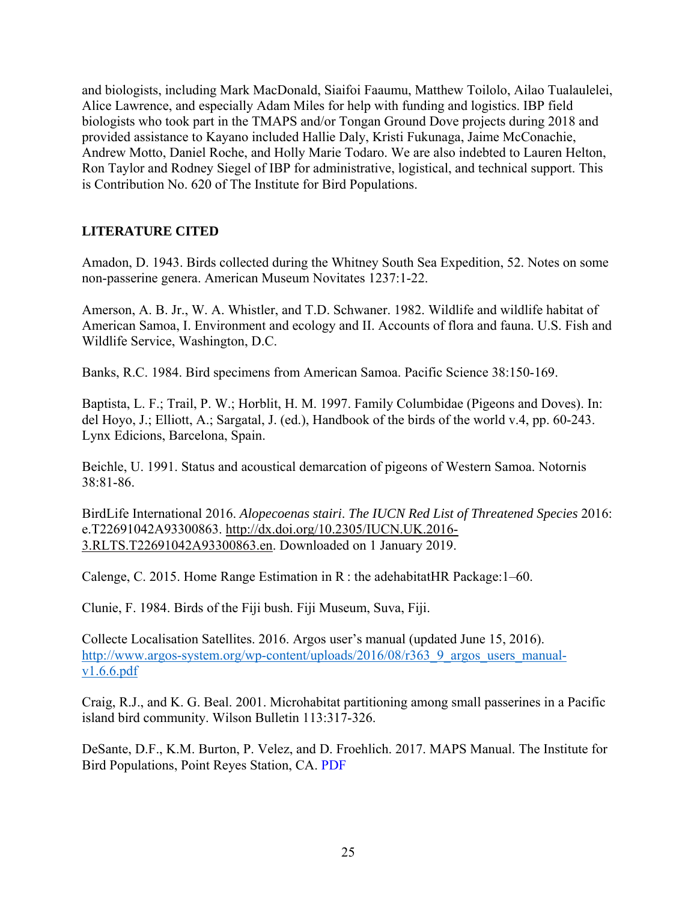and biologists, including Mark MacDonald, Siaifoi Faaumu, Matthew Toilolo, Ailao Tualaulelei, Alice Lawrence, and especially Adam Miles for help with funding and logistics. IBP field biologists who took part in the TMAPS and/or Tongan Ground Dove projects during 2018 and provided assistance to Kayano included Hallie Daly, Kristi Fukunaga, Jaime McConachie, Andrew Motto, Daniel Roche, and Holly Marie Todaro. We are also indebted to Lauren Helton, Ron Taylor and Rodney Siegel of IBP for administrative, logistical, and technical support. This is Contribution No. 620 of The Institute for Bird Populations.

## LITERATURE CITED

Amadon, D. 1943. Birds collected during the Whitney South Sea Expedition, 52. Notes on some non-passerine genera. American Museum Novitates 1237:1-22.

Amerson, A. B. Jr., W. A. Whistler, and T.D. Schwaner. 1982. Wildlife and wildlife habitat of American Samoa, I. Environment and ecology and II. Accounts of flora and fauna. U.S. Fish and Wildlife Service, Washington, D.C.

Banks, R.C. 1984. Bird specimens from American Samoa. Pacific Science 38:150-169.

Baptista, L. F.; Trail, P. W.; Horblit, H. M. 1997. Family Columbidae (Pigeons and Doves). In: del Hoyo, J.; Elliott, A.; Sargatal, J. (ed.), Handbook of the birds of the world v.4, pp. 60-243. Lynx Edicions, Barcelona, Spain.

Beichle, U. 1991. Status and acoustical demarcation of pigeons of Western Samoa. Notornis 38:81-86.

BirdLife International 2016. *Alopecoenas stairi*. *The IUCN Red List of Threatened Species* 2016: e.T22691042A93300863. http://dx.doi.org/10.2305/IUCN.UK.2016-3.RLTS.T22691042A93300863.en. Downloaded on 1 January 2019.

Calenge, C. 2015. Home Range Estimation in R : the adehabitatHR Package:1–60.

Clunie, F. 1984. Birds of the Fiji bush. Fiji Museum, Suva, Fiji.

Collecte Localisation Satellites. 2016. Argos user's manual (updated June 15, 2016). http://www.argos-system.org/wp-content/uploads/2016/08/r363_9_argos_users_manual-v1.6.6.pdf

Craig, R.J., and K. G. Beal. 2001. Microhabitat partitioning among small passerines in a Pacific island bird community. Wilson Bulletin 113:317-326.

DeSante, D.F., K.M. Burton, P. Velez, and D. Froehlich. 2017. MAPS Manual. The Institute for Bird Populations, Point Reyes Station, CA. PDF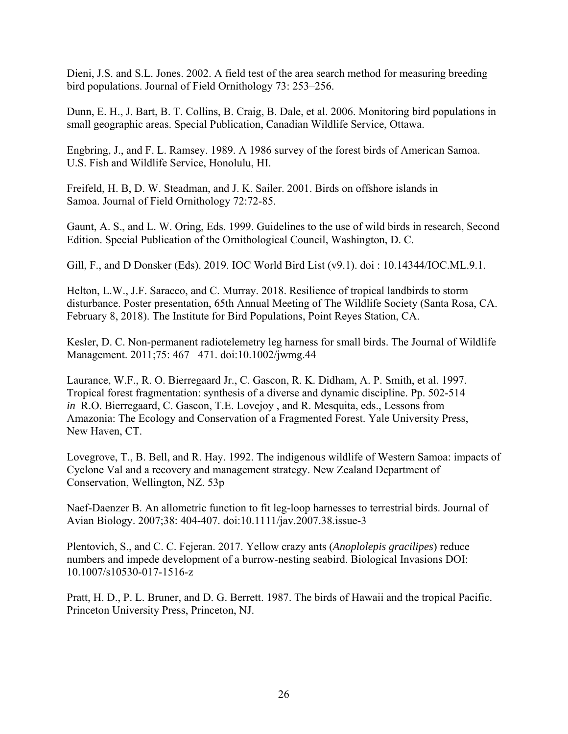Dieni, J.S. and S.L. Jones. 2002. A field test of the area search method for measuring breeding bird populations. Journal of Field Ornithology 73: 253–256.

Dunn, E. H., J. Bart, B. T. Collins, B. Craig, B. Dale, et al. 2006. Monitoring bird populations in small geographic areas. Special Publication, Canadian Wildlife Service, Ottawa.

Engbring, J., and F. L. Ramsey. 1989. A 1986 survey of the forest birds of American Samoa. U.S. Fish and Wildlife Service, Honolulu, HI.

Freifeld, H. B, D. W. Steadman, and J. K. Sailer. 2001. Birds on offshore islands in Samoa. Journal of Field Ornithology 72:72-85.

Gaunt, A. S., and L. W. Oring, Eds. 1999. Guidelines to the use of wild birds in research, Second Edition. Special Publication of the Ornithological Council, Washington, D. C.

Gill, F., and D Donsker (Eds). 2019. IOC World Bird List (v9.1). doi : 10.14344/IOC.ML.9.1.

Helton, L.W., J.F. Saracco, and C. Murray. 2018. Resilience of tropical landbirds to storm disturbance. Poster presentation, 65th Annual Meeting of The Wildlife Society (Santa Rosa, CA. February 8, 2018). The Institute for Bird Populations, Point Reyes Station, CA.

Kesler, D. C. Non-permanent radiotelemetry leg harness for small birds. The Journal of Wildlife Management. 2011;75: 467 471. doi:10.1002/jwmg.44

Laurance, W.F., R. O. Bierregaard Jr., C. Gascon, R. K. Didham, A. P. Smith, et al. 1997. Tropical forest fragmentation: synthesis of a diverse and dynamic discipline. Pp. 502-514 *in* R.O. Bierregaard, C. Gascon, T.E. Lovejoy , and R. Mesquita, eds., Lessons from Amazonia: The Ecology and Conservation of a Fragmented Forest. Yale University Press, New Haven, CT.

Lovegrove, T., B. Bell, and R. Hay. 1992. The indigenous wildlife of Western Samoa: impacts of Cyclone Val and a recovery and management strategy. New Zealand Department of Conservation, Wellington, NZ. 53p

Naef-Daenzer B. An allometric function to fit leg-loop harnesses to terrestrial birds. Journal of Avian Biology. 2007;38: 404-407. doi:10.1111/jav.2007.38.issue-3

Plentovich, S., and C. C. Fejeran. 2017. Yellow crazy ants (*Anoplolepis gracilipes*) reduce numbers and impede development of a burrow-nesting seabird. Biological Invasions DOI: 10.1007/s10530-017-1516-z

Pratt, H. D., P. L. Bruner, and D. G. Berrett. 1987. The birds of Hawaii and the tropical Pacific. Princeton University Press, Princeton, NJ.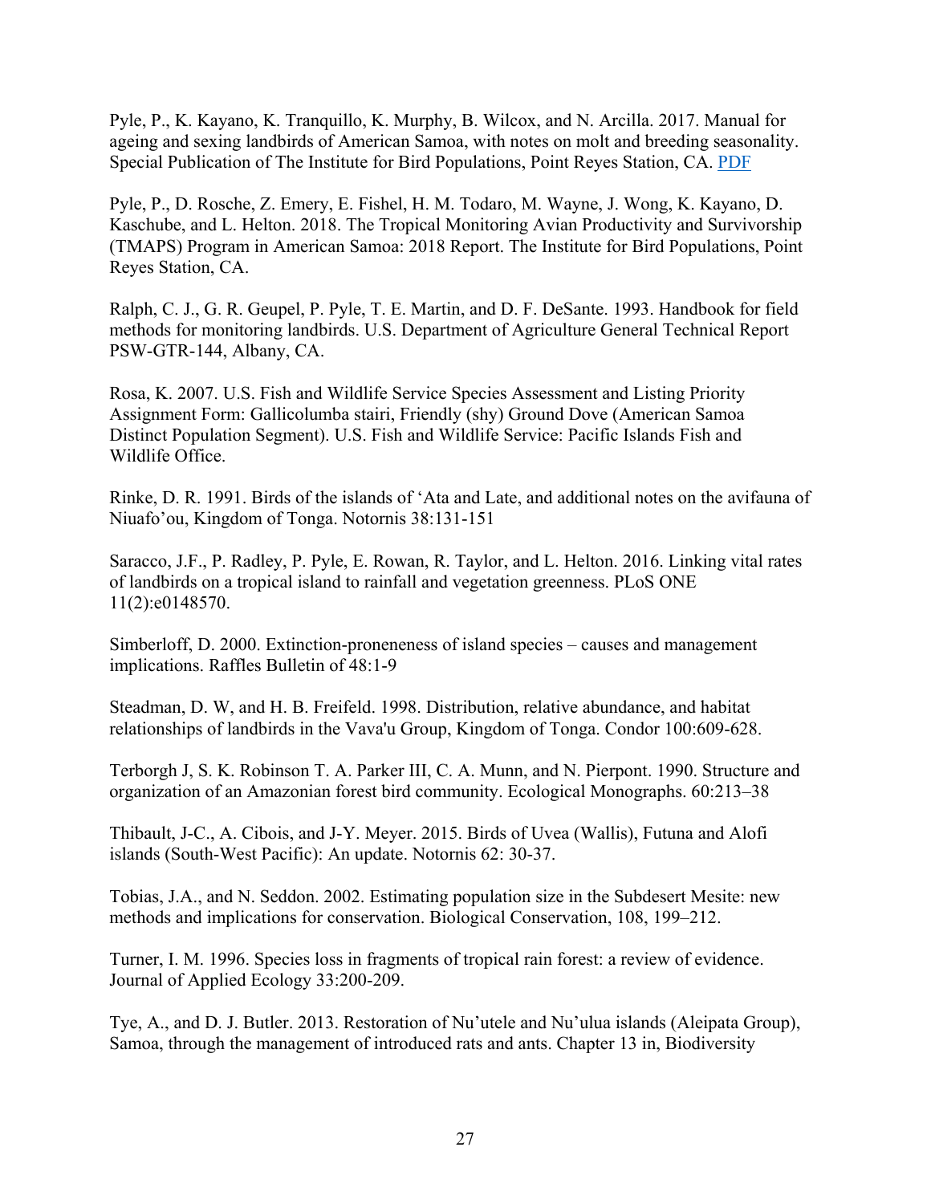Pyle, P., K. Kayano, K. Tranquillo, K. Murphy, B. Wilcox, and N. Arcilla. 2017. Manual for ageing and sexing landbirds of American Samoa, with notes on molt and breeding seasonality. Special Publication of The Institute for Bird Populations, Point Reyes Station, CA. PDF

Pyle, P., D. Rosche, Z. Emery, E. Fishel, H. M. Todaro, M. Wayne, J. Wong, K. Kayano, D. Kaschube, and L. Helton. 2018. The Tropical Monitoring Avian Productivity and Survivorship (TMAPS) Program in American Samoa: 2018 Report. The Institute for Bird Populations, Point Reyes Station, CA.

Ralph, C. J., G. R. Geupel, P. Pyle, T. E. Martin, and D. F. DeSante. 1993. Handbook for field methods for monitoring landbirds. U.S. Department of Agriculture General Technical Report PSW-GTR-144, Albany, CA.

Rosa, K. 2007. U.S. Fish and Wildlife Service Species Assessment and Listing Priority Assignment Form: Gallicolumba stairi, Friendly (shy) Ground Dove (American Samoa Distinct Population Segment). U.S. Fish and Wildlife Service: Pacific Islands Fish and Wildlife Office.

Rinke, D. R. 1991. Birds of the islands of ‘Ata and Late, and additional notes on the avifauna of Niuafo’ou, Kingdom of Tonga. Notornis 38:131-151

Saracco, J.F., P. Radley, P. Pyle, E. Rowan, R. Taylor, and L. Helton. 2016. Linking vital rates of landbirds on a tropical island to rainfall and vegetation greenness. PLoS ONE 11(2):e0148570.

Simberloff, D. 2000. Extinction-proneneness of island species – causes and management implications. Raffles Bulletin of 48:1-9

Steadman, D. W, and H. B. Freifeld. 1998. Distribution, relative abundance, and habitat relationships of landbirds in the Vava'u Group, Kingdom of Tonga. Condor 100:609-628.

Terborgh J, S. K. Robinson T. A. Parker III, C. A. Munn, and N. Pierpont. 1990. Structure and organization of an Amazonian forest bird community. Ecological Monographs. 60:213–38

Thibault, J-C., A. Cibois, and J-Y. Meyer. 2015. Birds of Uvea (Wallis), Futuna and Alofi islands (South-West Pacific): An update. Notornis 62: 30-37.

Tobias, J.A., and N. Seddon. 2002. Estimating population size in the Subdesert Mesite: new methods and implications for conservation. Biological Conservation, 108, 199–212.

Turner, I. M. 1996. Species loss in fragments of tropical rain forest: a review of evidence. Journal of Applied Ecology 33:200-209.

Tye, A., and D. J. Butler. 2013. Restoration of Nu’utele and Nu’ulua islands (Aleipata Group), Samoa, through the management of introduced rats and ants. Chapter 13 in, Biodiversity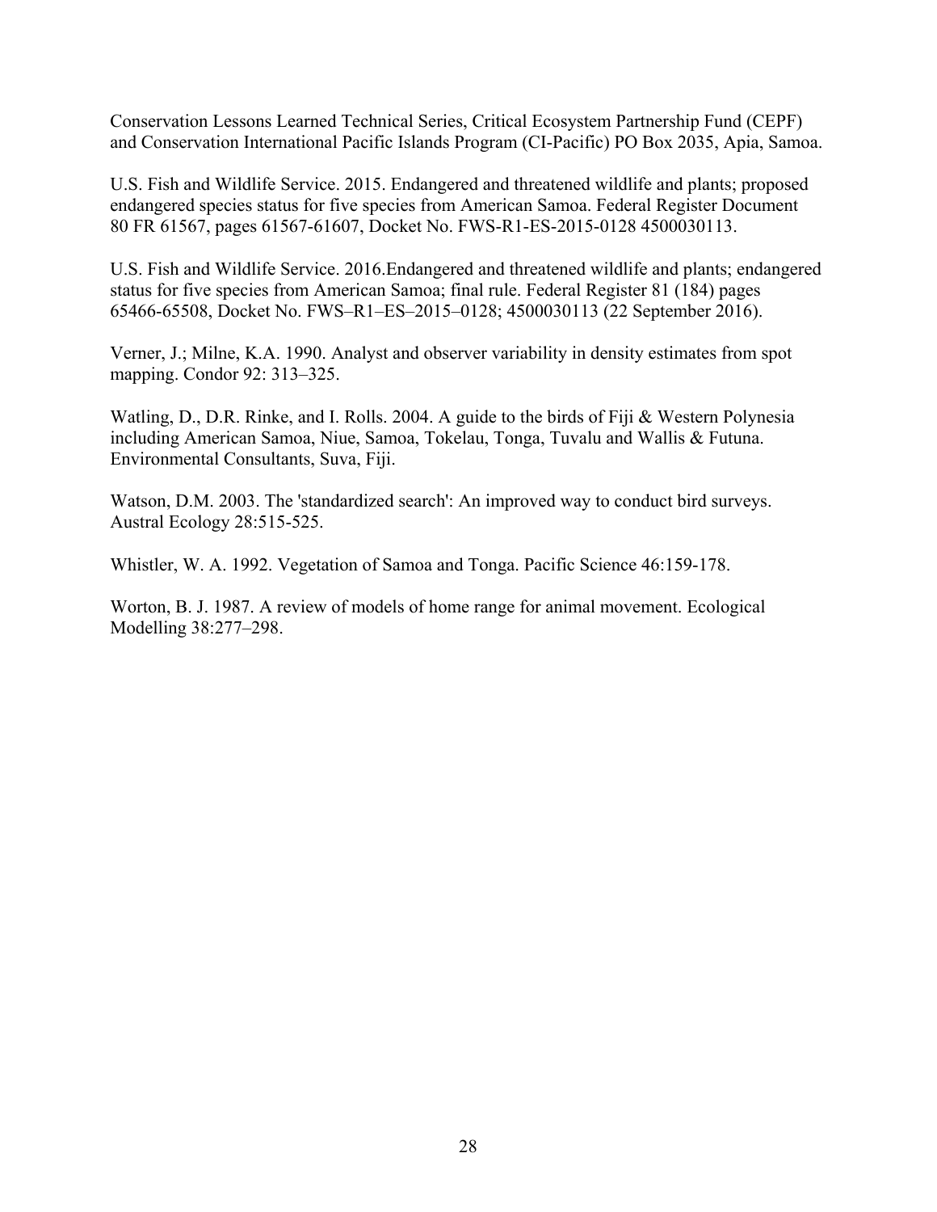Conservation Lessons Learned Technical Series, Critical Ecosystem Partnership Fund (CEPF) and Conservation International Pacific Islands Program (CI-Pacific) PO Box 2035, Apia, Samoa.

U.S. Fish and Wildlife Service. 2015. Endangered and threatened wildlife and plants; proposed endangered species status for five species from American Samoa. Federal Register Document 80 FR 61567, pages 61567-61607, Docket No. FWS-R1-ES-2015-0128 4500030113.

U.S. Fish and Wildlife Service. 2016.Endangered and threatened wildlife and plants; endangered status for five species from American Samoa; final rule. Federal Register 81 (184) pages 65466-65508, Docket No. FWS–R1–ES–2015–0128; 4500030113 (22 September 2016).

Verner, J.; Milne, K.A. 1990. Analyst and observer variability in density estimates from spot mapping. Condor 92: 313–325.

Watling, D., D.R. Rinke, and I. Rolls. 2004. A guide to the birds of Fiji & Western Polynesia including American Samoa, Niue, Samoa, Tokelau, Tonga, Tuvalu and Wallis & Futuna. Environmental Consultants, Suva, Fiji.

Watson, D.M. 2003. The 'standardized search': An improved way to conduct bird surveys. Austral Ecology 28:515-525.

Whistler, W. A. 1992. Vegetation of Samoa and Tonga. Pacific Science 46:159-178.

Worton, B. J. 1987. A review of models of home range for animal movement. Ecological Modelling 38:277–298.